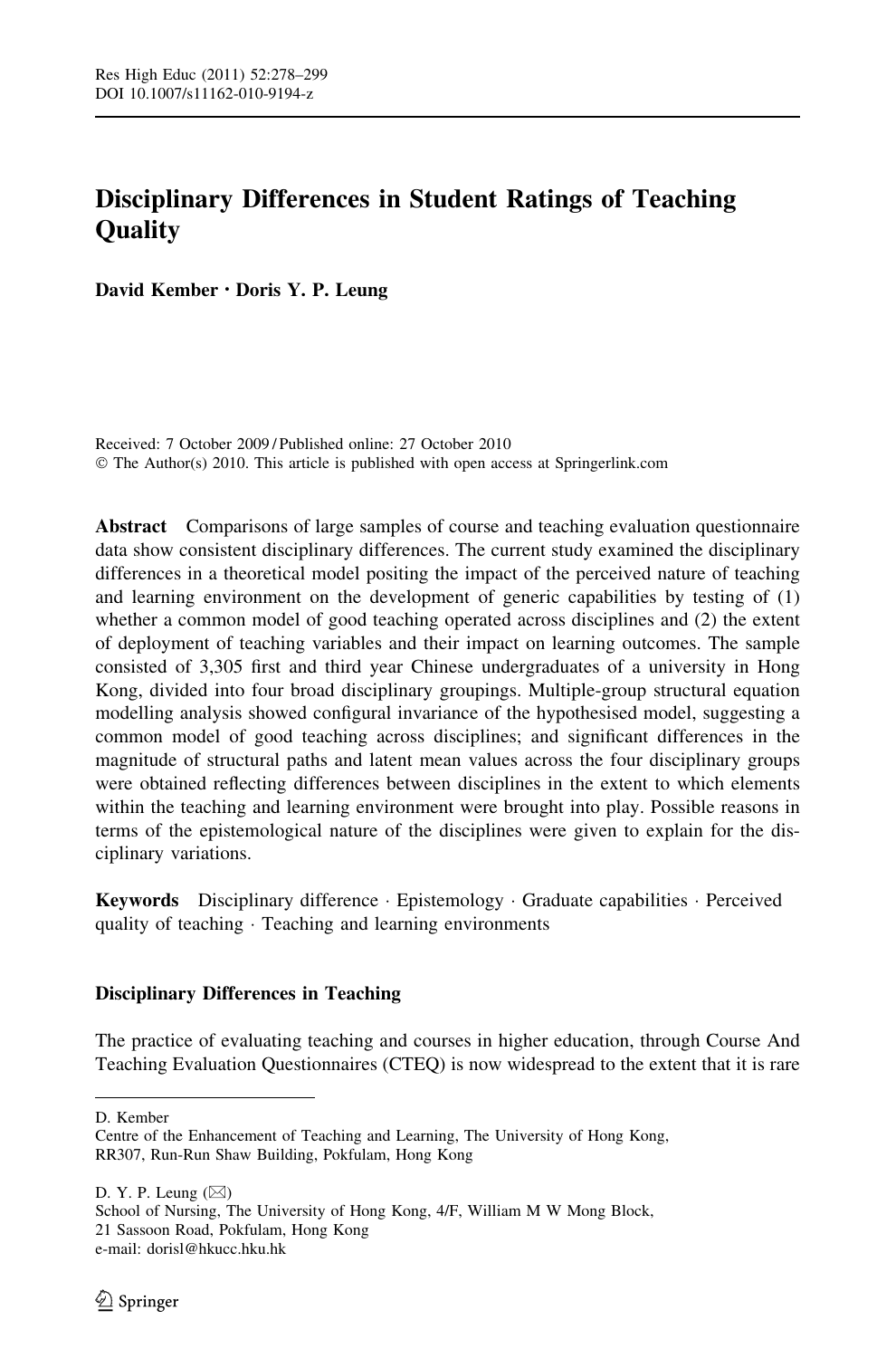# Disciplinary Differences in Student Ratings of Teaching Quality

**David Kember · Doris Y. P. Leung**

Received: 7 October 2009 / Published online: 27 October 2010
© The Author(s) 2010. This article is published with open access at Springerlink.com

**Abstract** Comparisons of large samples of course and teaching evaluation questionnaire data show consistent disciplinary differences. The current study examined the disciplinary differences in a theoretical model positing the impact of the perceived nature of teaching and learning environment on the development of generic capabilities by testing of (1) whether a common model of good teaching operated across disciplines and (2) the extent of deployment of teaching variables and their impact on learning outcomes. The sample consisted of 3,305 first and third year Chinese undergraduates of a university in Hong Kong, divided into four broad disciplinary groupings. Multiple-group structural equation modelling analysis showed configural invariance of the hypothesised model, suggesting a common model of good teaching across disciplines; and significant differences in the magnitude of structural paths and latent mean values across the four disciplinary groups were obtained reflecting differences between disciplines in the extent to which elements within the teaching and learning environment were brought into play. Possible reasons in terms of the epistemological nature of the disciplines were given to explain for the disciplinary variations.

**Keywords** Disciplinary difference · Epistemology · Graduate capabilities · Perceived quality of teaching · Teaching and learning environments

## Disciplinary Differences in Teaching

The practice of evaluating teaching and courses in higher education, through Course And Teaching Evaluation Questionnaires (CTEQ) is now widespread to the extent that it is rare

---

D. Kember
Centre of the Enhancement of Teaching and Learning, The University of Hong Kong,
RR307, Run-Run Shaw Building, Pokfulam, Hong Kong

D. Y. P. Leung (✉)
School of Nursing, The University of Hong Kong, 4/F, William M W Mong Block,
21 Sassoon Road, Pokfulam, Hong Kong
e-mail: dorisl@hkucc.hku.hk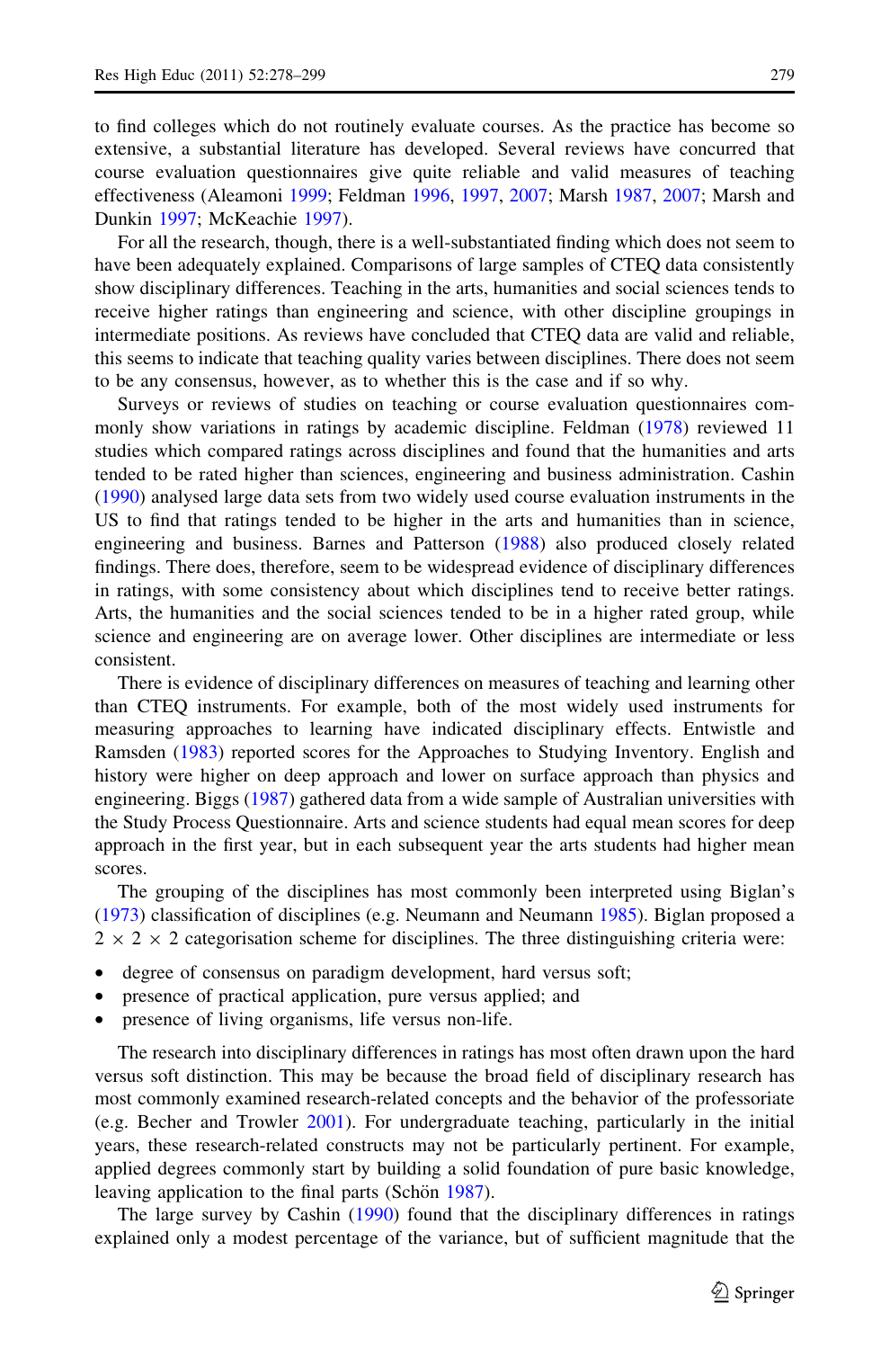to find colleges which do not routinely evaluate courses. As the practice has become so extensive, a substantial literature has developed. Several reviews have concurred that course evaluation questionnaires give quite reliable and valid measures of teaching effectiveness (Aleamoni 1999; Feldman 1996, 1997, 2007; Marsh 1987, 2007; Marsh and Dunkin 1997; McKeachie 1997).

For all the research, though, there is a well-substantiated finding which does not seem to have been adequately explained. Comparisons of large samples of CTEQ data consistently show disciplinary differences. Teaching in the arts, humanities and social sciences tends to receive higher ratings than engineering and science, with other discipline groupings in intermediate positions. As reviews have concluded that CTEQ data are valid and reliable, this seems to indicate that teaching quality varies between disciplines. There does not seem to be any consensus, however, as to whether this is the case and if so why.

Surveys or reviews of studies on teaching or course evaluation questionnaires commonly show variations in ratings by academic discipline. Feldman (1978) reviewed 11 studies which compared ratings across disciplines and found that the humanities and arts tended to be rated higher than sciences, engineering and business administration. Cashin (1990) analysed large data sets from two widely used course evaluation instruments in the US to find that ratings tended to be higher in the arts and humanities than in science, engineering and business. Barnes and Patterson (1988) also produced closely related findings. There does, therefore, seem to be widespread evidence of disciplinary differences in ratings, with some consistency about which disciplines tend to receive better ratings. Arts, the humanities and the social sciences tended to be in a higher rated group, while science and engineering are on average lower. Other disciplines are intermediate or less consistent.

There is evidence of disciplinary differences on measures of teaching and learning other than CTEQ instruments. For example, both of the most widely used instruments for measuring approaches to learning have indicated disciplinary effects. Entwistle and Ramsden (1983) reported scores for the Approaches to Studying Inventory. English and history were higher on deep approach and lower on surface approach than physics and engineering. Biggs (1987) gathered data from a wide sample of Australian universities with the Study Process Questionnaire. Arts and science students had equal mean scores for deep approach in the first year, but in each subsequent year the arts students had higher mean scores.

The grouping of the disciplines has most commonly been interpreted using Biglan's (1973) classification of disciplines (e.g. Neumann and Neumann 1985). Biglan proposed a $2 \times 2 \times 2$ categorisation scheme for disciplines. The three distinguishing criteria were:

- degree of consensus on paradigm development, hard versus soft;
- presence of practical application, pure versus applied; and
- presence of living organisms, life versus non-life.

The research into disciplinary differences in ratings has most often drawn upon the hard versus soft distinction. This may be because the broad field of disciplinary research has most commonly examined research-related concepts and the behavior of the professoriate (e.g. Becher and Trowler 2001). For undergraduate teaching, particularly in the initial years, these research-related constructs may not be particularly pertinent. For example, applied degrees commonly start by building a solid foundation of pure basic knowledge, leaving application to the final parts (Schön 1987).

The large survey by Cashin (1990) found that the disciplinary differences in ratings explained only a modest percentage of the variance, but of sufficient magnitude that the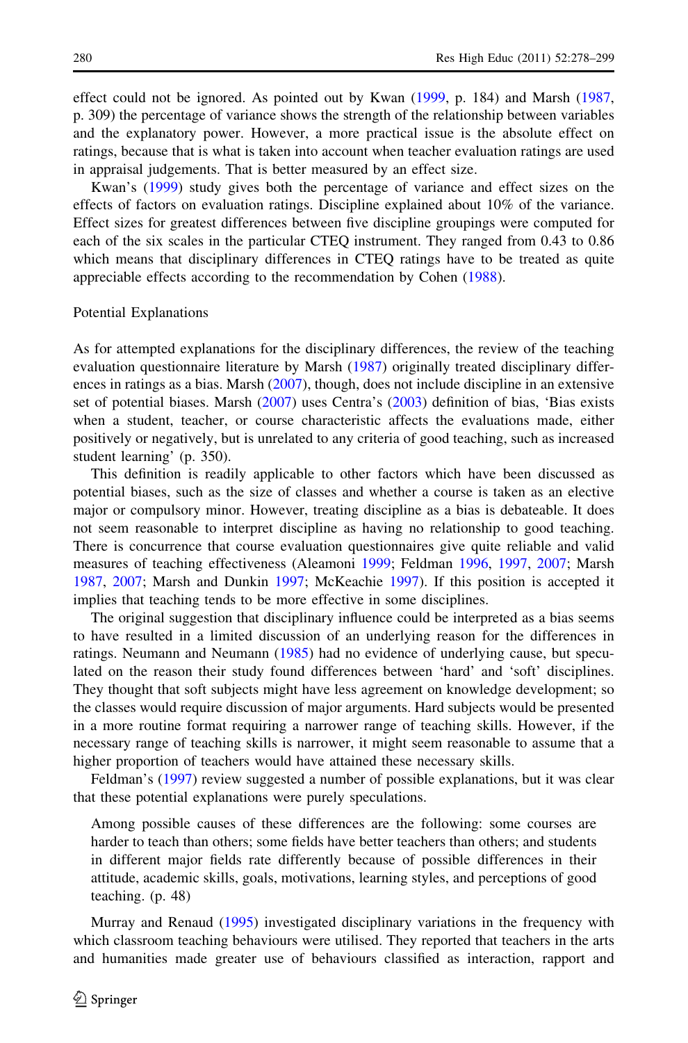effect could not be ignored. As pointed out by Kwan (1999, p. 184) and Marsh (1987, p. 309) the percentage of variance shows the strength of the relationship between variables and the explanatory power. However, a more practical issue is the absolute effect on ratings, because that is what is taken into account when teacher evaluation ratings are used in appraisal judgements. That is better measured by an effect size.

Kwan's (1999) study gives both the percentage of variance and effect sizes on the effects of factors on evaluation ratings. Discipline explained about 10% of the variance. Effect sizes for greatest differences between five discipline groupings were computed for each of the six scales in the particular CTEQ instrument. They ranged from 0.43 to 0.86 which means that disciplinary differences in CTEQ ratings have to be treated as quite appreciable effects according to the recommendation by Cohen (1988).

### Potential Explanations

As for attempted explanations for the disciplinary differences, the review of the teaching evaluation questionnaire literature by Marsh (1987) originally treated disciplinary differences in ratings as a bias. Marsh (2007), though, does not include discipline in an extensive set of potential biases. Marsh (2007) uses Centra's (2003) definition of bias, 'Bias exists when a student, teacher, or course characteristic affects the evaluations made, either positively or negatively, but is unrelated to any criteria of good teaching, such as increased student learning' (p. 350).

This definition is readily applicable to other factors which have been discussed as potential biases, such as the size of classes and whether a course is taken as an elective major or compulsory minor. However, treating discipline as a bias is debateable. It does not seem reasonable to interpret discipline as having no relationship to good teaching. There is concurrence that course evaluation questionnaires give quite reliable and valid measures of teaching effectiveness (Aleamoni 1999; Feldman 1996, 1997, 2007; Marsh 1987, 2007; Marsh and Dunkin 1997; McKeachie 1997). If this position is accepted it implies that teaching tends to be more effective in some disciplines.

The original suggestion that disciplinary influence could be interpreted as a bias seems to have resulted in a limited discussion of an underlying reason for the differences in ratings. Neumann and Neumann (1985) had no evidence of underlying cause, but speculated on the reason their study found differences between 'hard' and 'soft' disciplines. They thought that soft subjects might have less agreement on knowledge development; so the classes would require discussion of major arguments. Hard subjects would be presented in a more routine format requiring a narrower range of teaching skills. However, if the necessary range of teaching skills is narrower, it might seem reasonable to assume that a higher proportion of teachers would have attained these necessary skills.

Feldman's (1997) review suggested a number of possible explanations, but it was clear that these potential explanations were purely speculations.

> Among possible causes of these differences are the following: some courses are harder to teach than others; some fields have better teachers than others; and students in different major fields rate differently because of possible differences in their attitude, academic skills, goals, motivations, learning styles, and perceptions of good teaching. (p. 48)

Murray and Renaud (1995) investigated disciplinary variations in the frequency with which classroom teaching behaviours were utilised. They reported that teachers in the arts and humanities made greater use of behaviours classified as interaction, rapport and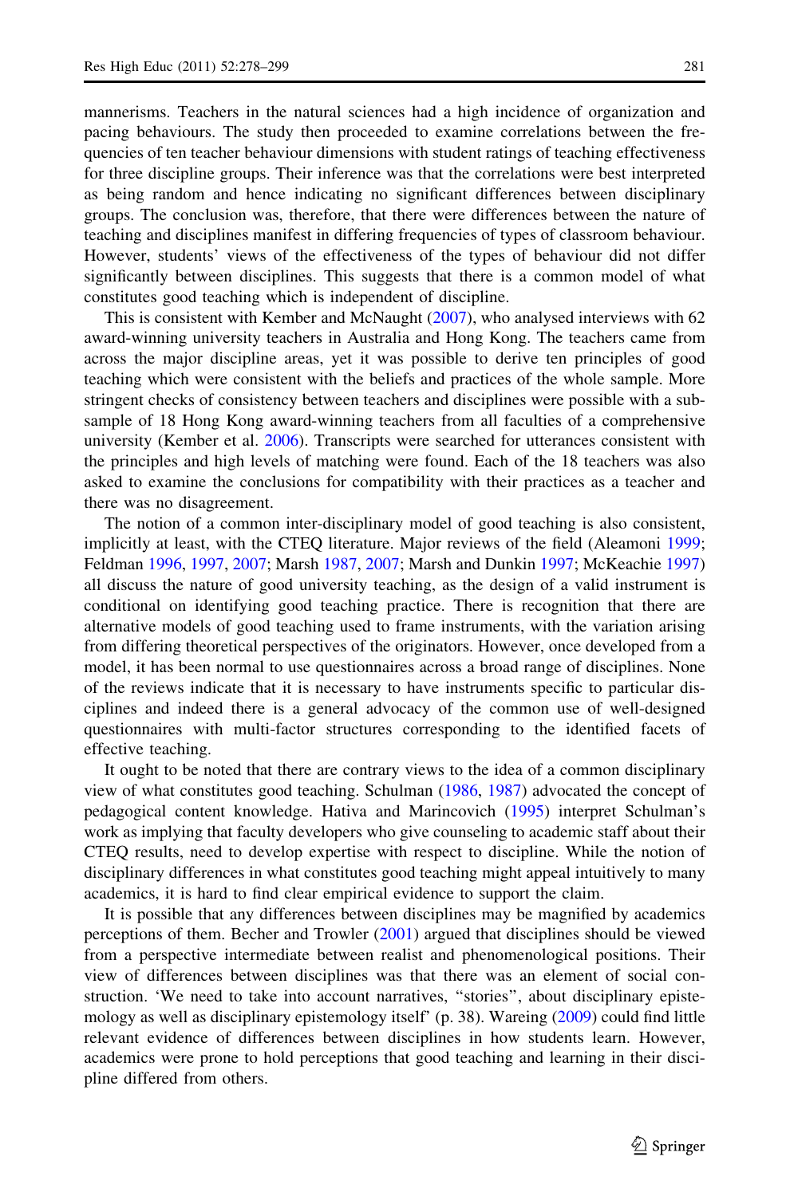mannerisms. Teachers in the natural sciences had a high incidence of organization and pacing behaviours. The study then proceeded to examine correlations between the frequencies of ten teacher behaviour dimensions with student ratings of teaching effectiveness for three discipline groups. Their inference was that the correlations were best interpreted as being random and hence indicating no significant differences between disciplinary groups. The conclusion was, therefore, that there were differences between the nature of teaching and disciplines manifest in differing frequencies of types of classroom behaviour. However, students' views of the effectiveness of the types of behaviour did not differ significantly between disciplines. This suggests that there is a common model of what constitutes good teaching which is independent of discipline.

This is consistent with Kember and McNaught (2007), who analysed interviews with 62 award-winning university teachers in Australia and Hong Kong. The teachers came from across the major discipline areas, yet it was possible to derive ten principles of good teaching which were consistent with the beliefs and practices of the whole sample. More stringent checks of consistency between teachers and disciplines were possible with a sub-sample of 18 Hong Kong award-winning teachers from all faculties of a comprehensive university (Kember et al. 2006). Transcripts were searched for utterances consistent with the principles and high levels of matching were found. Each of the 18 teachers was also asked to examine the conclusions for compatibility with their practices as a teacher and there was no disagreement.

The notion of a common inter-disciplinary model of good teaching is also consistent, implicitly at least, with the CTEQ literature. Major reviews of the field (Aleamoni 1999; Feldman 1996, 1997, 2007; Marsh 1987, 2007; Marsh and Dunkin 1997; McKeachie 1997) all discuss the nature of good university teaching, as the design of a valid instrument is conditional on identifying good teaching practice. There is recognition that there are alternative models of good teaching used to frame instruments, with the variation arising from differing theoretical perspectives of the originators. However, once developed from a model, it has been normal to use questionnaires across a broad range of disciplines. None of the reviews indicate that it is necessary to have instruments specific to particular disciplines and indeed there is a general advocacy of the common use of well-designed questionnaires with multi-factor structures corresponding to the identified facets of effective teaching.

It ought to be noted that there are contrary views to the idea of a common disciplinary view of what constitutes good teaching. Schulman (1986, 1987) advocated the concept of pedagogical content knowledge. Hativa and Marincovich (1995) interpret Schulman's work as implying that faculty developers who give counseling to academic staff about their CTEQ results, need to develop expertise with respect to discipline. While the notion of disciplinary differences in what constitutes good teaching might appeal intuitively to many academics, it is hard to find clear empirical evidence to support the claim.

It is possible that any differences between disciplines may be magnified by academics perceptions of them. Becher and Trowler (2001) argued that disciplines should be viewed from a perspective intermediate between realist and phenomenological positions. Their view of differences between disciplines was that there was an element of social construction. 'We need to take into account narratives, "stories", about disciplinary epistemology as well as disciplinary epistemology itself' (p. 38). Wareing (2009) could find little relevant evidence of differences between disciplines in how students learn. However, academics were prone to hold perceptions that good teaching and learning in their discipline differed from others.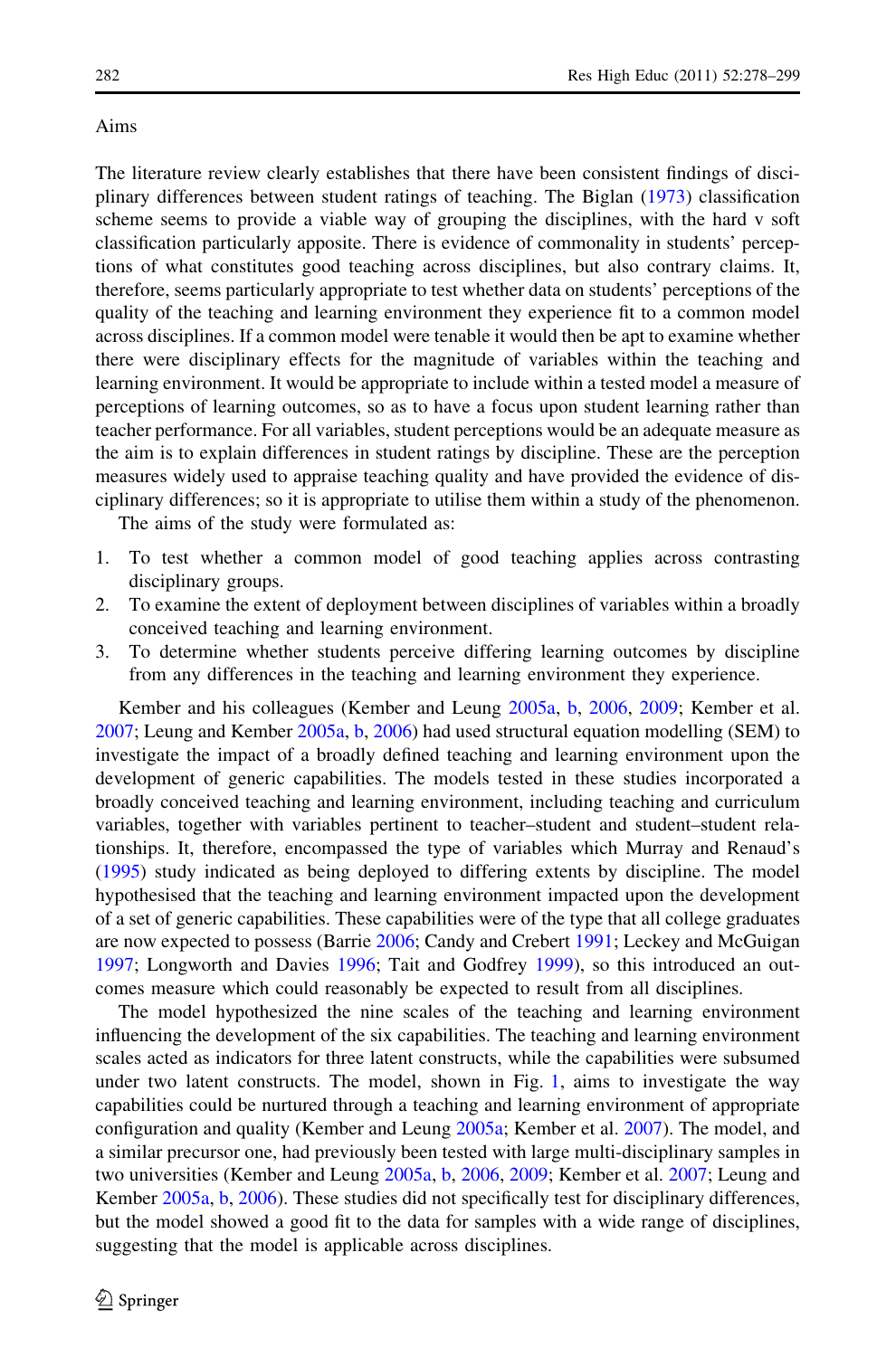## Aims

The literature review clearly establishes that there have been consistent findings of disciplinary differences between student ratings of teaching. The Biglan (1973) classification scheme seems to provide a viable way of grouping the disciplines, with the hard v soft classification particularly apposite. There is evidence of commonality in students' perceptions of what constitutes good teaching across disciplines, but also contrary claims. It, therefore, seems particularly appropriate to test whether data on students' perceptions of the quality of the teaching and learning environment they experience fit to a common model across disciplines. If a common model were tenable it would then be apt to examine whether there were disciplinary effects for the magnitude of variables within the teaching and learning environment. It would be appropriate to include within a tested model a measure of perceptions of learning outcomes, so as to have a focus upon student learning rather than teacher performance. For all variables, student perceptions would be an adequate measure as the aim is to explain differences in student ratings by discipline. These are the perception measures widely used to appraise teaching quality and have provided the evidence of disciplinary differences; so it is appropriate to utilise them within a study of the phenomenon.

The aims of the study were formulated as:

1. To test whether a common model of good teaching applies across contrasting disciplinary groups.
2. To examine the extent of deployment between disciplines of variables within a broadly conceived teaching and learning environment.
3. To determine whether students perceive differing learning outcomes by discipline from any differences in the teaching and learning environment they experience.

Kember and his colleagues (Kember and Leung 2005a, b, 2006, 2009; Kember et al. 2007; Leung and Kember 2005a, b, 2006) had used structural equation modelling (SEM) to investigate the impact of a broadly defined teaching and learning environment upon the development of generic capabilities. The models tested in these studies incorporated a broadly conceived teaching and learning environment, including teaching and curriculum variables, together with variables pertinent to teacher–student and student–student relationships. It, therefore, encompassed the type of variables which Murray and Renaud's (1995) study indicated as being deployed to differing extents by discipline. The model hypothesised that the teaching and learning environment impacted upon the development of a set of generic capabilities. These capabilities were of the type that all college graduates are now expected to possess (Barrie 2006; Candy and Crebert 1991; Leckey and McGuigan 1997; Longworth and Davies 1996; Tait and Godfrey 1999), so this introduced an outcomes measure which could reasonably be expected to result from all disciplines.

The model hypothesized the nine scales of the teaching and learning environment influencing the development of the six capabilities. The teaching and learning environment scales acted as indicators for three latent constructs, while the capabilities were subsumed under two latent constructs. The model, shown in Fig. 1, aims to investigate the way capabilities could be nurtured through a teaching and learning environment of appropriate configuration and quality (Kember and Leung 2005a; Kember et al. 2007). The model, and a similar precursor one, had previously been tested with large multi-disciplinary samples in two universities (Kember and Leung 2005a, b, 2006, 2009; Kember et al. 2007; Leung and Kember 2005a, b, 2006). These studies did not specifically test for disciplinary differences, but the model showed a good fit to the data for samples with a wide range of disciplines, suggesting that the model is applicable across disciplines.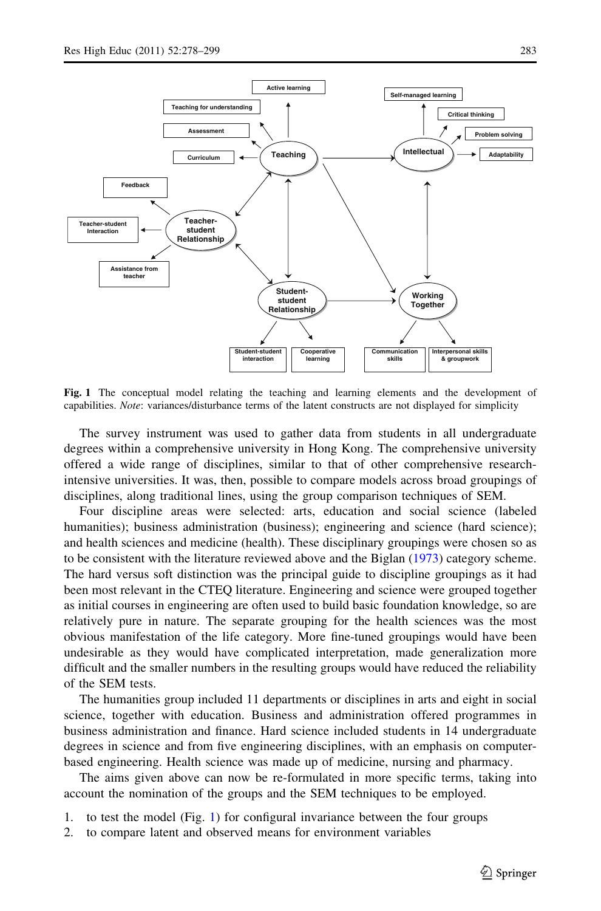**Fig. 1** The conceptual model relating the teaching and learning elements and the development of capabilities. *Note*: variances/disturbance terms of the latent constructs are not displayed for simplicity

The survey instrument was used to gather data from students in all undergraduate degrees within a comprehensive university in Hong Kong. The comprehensive university offered a wide range of disciplines, similar to that of other comprehensive research-intensive universities. It was, then, possible to compare models across broad groupings of disciplines, along traditional lines, using the group comparison techniques of SEM.

Four discipline areas were selected: arts, education and social science (labeled humanities); business administration (business); engineering and science (hard science); and health sciences and medicine (health). These disciplinary groupings were chosen so as to be consistent with the literature reviewed above and the Biglan (1973) category scheme. The hard versus soft distinction was the principal guide to discipline groupings as it had been most relevant in the CTEQ literature. Engineering and science were grouped together as initial courses in engineering are often used to build basic foundation knowledge, so are relatively pure in nature. The separate grouping for the health sciences was the most obvious manifestation of the life category. More fine-tuned groupings would have been undesirable as they would have complicated interpretation, made generalization more difficult and the smaller numbers in the resulting groups would have reduced the reliability of the SEM tests.

The humanities group included 11 departments or disciplines in arts and eight in social science, together with education. Business and administration offered programmes in business administration and finance. Hard science included students in 14 undergraduate degrees in science and from five engineering disciplines, with an emphasis on computer-based engineering. Health science was made up of medicine, nursing and pharmacy.

The aims given above can now be re-formulated in more specific terms, taking into account the nomination of the groups and the SEM techniques to be employed.

1. to test the model (Fig. 1) for configural invariance between the four groups
2. to compare latent and observed means for environment variables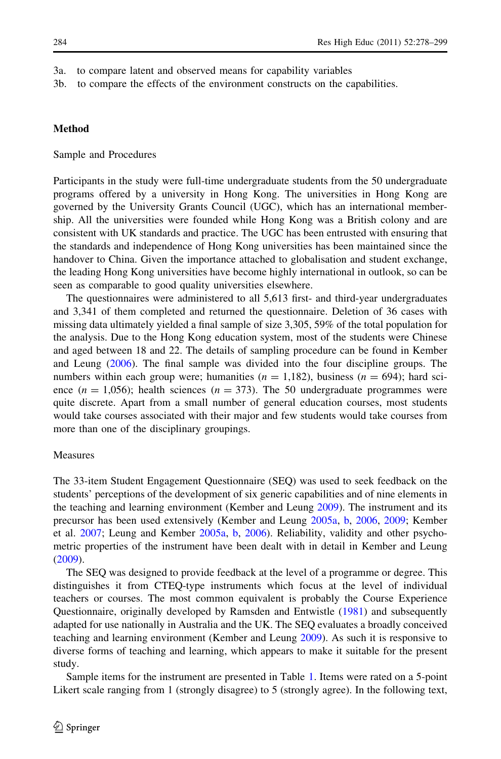3a. to compare latent and observed means for capability variables
3b. to compare the effects of the environment constructs on the capabilities.

## Method

### Sample and Procedures

Participants in the study were full-time undergraduate students from the 50 undergraduate programs offered by a university in Hong Kong. The universities in Hong Kong are governed by the University Grants Council (UGC), which has an international membership. All the universities were founded while Hong Kong was a British colony and are consistent with UK standards and practice. The UGC has been entrusted with ensuring that the standards and independence of Hong Kong universities has been maintained since the handover to China. Given the importance attached to globalisation and student exchange, the leading Hong Kong universities have become highly international in outlook, so can be seen as comparable to good quality universities elsewhere.

The questionnaires were administered to all 5,613 first- and third-year undergraduates and 3,341 of them completed and returned the questionnaire. Deletion of 36 cases with missing data ultimately yielded a final sample of size 3,305, 59% of the total population for the analysis. Due to the Hong Kong education system, most of the students were Chinese and aged between 18 and 22. The details of sampling procedure can be found in Kember and Leung (2006). The final sample was divided into the four discipline groups. The numbers within each group were; humanities ($n = 1{,}182$), business ($n = 694$); hard science ($n = 1{,}056$); health sciences ($n = 373$). The 50 undergraduate programmes were quite discrete. Apart from a small number of general education courses, most students would take courses associated with their major and few students would take courses from more than one of the disciplinary groupings.

### Measures

The 33-item Student Engagement Questionnaire (SEQ) was used to seek feedback on the students' perceptions of the development of six generic capabilities and of nine elements in the teaching and learning environment (Kember and Leung 2009). The instrument and its precursor has been used extensively (Kember and Leung 2005a, b, 2006, 2009; Kember et al. 2007; Leung and Kember 2005a, b, 2006). Reliability, validity and other psychometric properties of the instrument have been dealt with in detail in Kember and Leung (2009).

The SEQ was designed to provide feedback at the level of a programme or degree. This distinguishes it from CTEQ-type instruments which focus at the level of individual teachers or courses. The most common equivalent is probably the Course Experience Questionnaire, originally developed by Ramsden and Entwistle (1981) and subsequently adapted for use nationally in Australia and the UK. The SEQ evaluates a broadly conceived teaching and learning environment (Kember and Leung 2009). As such it is responsive to diverse forms of teaching and learning, which appears to make it suitable for the present study.

Sample items for the instrument are presented in Table 1. Items were rated on a 5-point Likert scale ranging from 1 (strongly disagree) to 5 (strongly agree). In the following text,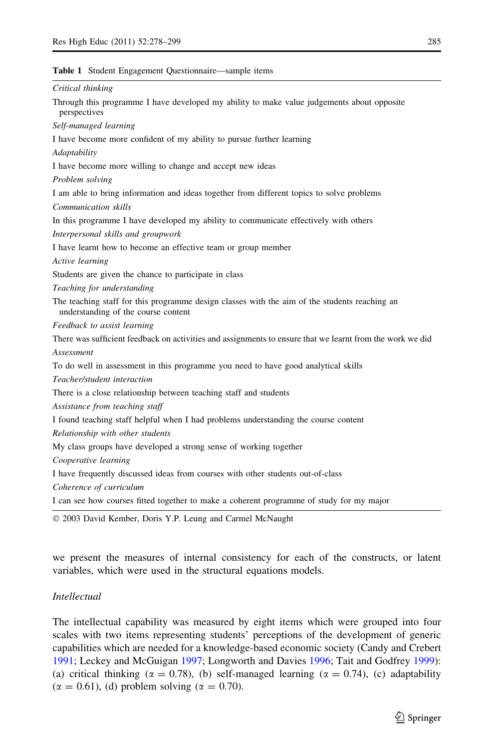**Table 1** Student Engagement Questionnaire—sample items

| |
|---|
| *Critical thinking* |
| Through this programme I have developed my ability to make value judgements about opposite perspectives |
| *Self-managed learning* |
| I have become more confident of my ability to pursue further learning |
| *Adaptability* |
| I have become more willing to change and accept new ideas |
| *Problem solving* |
| I am able to bring information and ideas together from different topics to solve problems |
| *Communication skills* |
| In this programme I have developed my ability to communicate effectively with others |
| *Interpersonal skills and groupwork* |
| I have learnt how to become an effective team or group member |
| *Active learning* |
| Students are given the chance to participate in class |
| *Teaching for understanding* |
| The teaching staff for this programme design classes with the aim of the students reaching an understanding of the course content |
| *Feedback to assist learning* |
| There was sufficient feedback on activities and assignments to ensure that we learnt from the work we did |
| *Assessment* |
| To do well in assessment in this programme you need to have good analytical skills |
| *Teacher/student interaction* |
| There is a close relationship between teaching staff and students |
| *Assistance from teaching staff* |
| I found teaching staff helpful when I had problems understanding the course content |
| *Relationship with other students* |
| My class groups have developed a strong sense of working together |
| *Cooperative learning* |
| I have frequently discussed ideas from courses with other students out-of-class |
| *Coherence of curriculum* |
| I can see how courses fitted together to make a coherent programme of study for my major |

© 2003 David Kember, Doris Y.P. Leung and Carmel McNaught

we present the measures of internal consistency for each of the constructs, or latent variables, which were used in the structural equations models.

### *Intellectual*

The intellectual capability was measured by eight items which were grouped into four scales with two items representing students' perceptions of the development of generic capabilities which are needed for a knowledge-based economic society (Candy and Crebert 1991; Leckey and McGuigan 1997; Longworth and Davies 1996; Tait and Godfrey 1999): (a) critical thinking ($\alpha = 0.78$), (b) self-managed learning ($\alpha = 0.74$), (c) adaptability ($\alpha = 0.61$), (d) problem solving ($\alpha = 0.70$).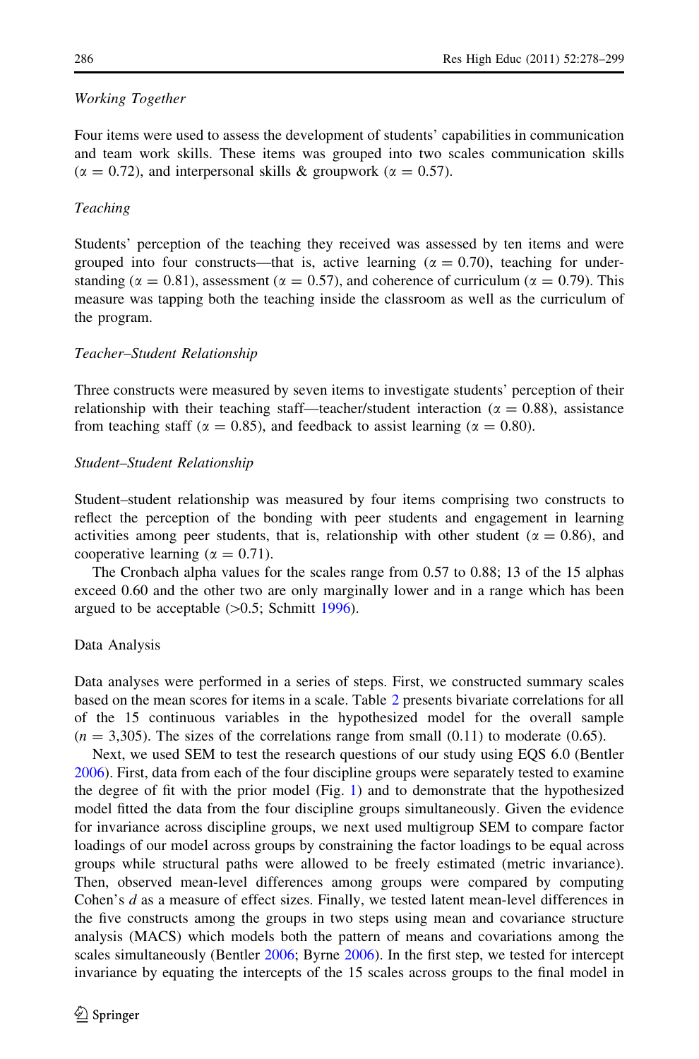*Working Together*

Four items were used to assess the development of students' capabilities in communication and team work skills. These items was grouped into two scales communication skills ($\alpha = 0.72$), and interpersonal skills & groupwork ($\alpha = 0.57$).

*Teaching*

Students' perception of the teaching they received was assessed by ten items and were grouped into four constructs—that is, active learning ($\alpha = 0.70$), teaching for understanding ($\alpha = 0.81$), assessment ($\alpha = 0.57$), and coherence of curriculum ($\alpha = 0.79$). This measure was tapping both the teaching inside the classroom as well as the curriculum of the program.

*Teacher–Student Relationship*

Three constructs were measured by seven items to investigate students' perception of their relationship with their teaching staff—teacher/student interaction ($\alpha = 0.88$), assistance from teaching staff ($\alpha = 0.85$), and feedback to assist learning ($\alpha = 0.80$).

*Student–Student Relationship*

Student–student relationship was measured by four items comprising two constructs to reflect the perception of the bonding with peer students and engagement in learning activities among peer students, that is, relationship with other student ($\alpha = 0.86$), and cooperative learning ($\alpha = 0.71$).

The Cronbach alpha values for the scales range from 0.57 to 0.88; 13 of the 15 alphas exceed 0.60 and the other two are only marginally lower and in a range which has been argued to be acceptable (>0.5; Schmitt 1996).

## Data Analysis

Data analyses were performed in a series of steps. First, we constructed summary scales based on the mean scores for items in a scale. Table 2 presents bivariate correlations for all of the 15 continuous variables in the hypothesized model for the overall sample ($n = 3{,}305$). The sizes of the correlations range from small (0.11) to moderate (0.65).

Next, we used SEM to test the research questions of our study using EQS 6.0 (Bentler 2006). First, data from each of the four discipline groups were separately tested to examine the degree of fit with the prior model (Fig. 1) and to demonstrate that the hypothesized model fitted the data from the four discipline groups simultaneously. Given the evidence for invariance across discipline groups, we next used multigroup SEM to compare factor loadings of our model across groups by constraining the factor loadings to be equal across groups while structural paths were allowed to be freely estimated (metric invariance). Then, observed mean-level differences among groups were compared by computing Cohen's $d$ as a measure of effect sizes. Finally, we tested latent mean-level differences in the five constructs among the groups in two steps using mean and covariance structure analysis (MACS) which models both the pattern of means and covariations among the scales simultaneously (Bentler 2006; Byrne 2006). In the first step, we tested for intercept invariance by equating the intercepts of the 15 scales across groups to the final model in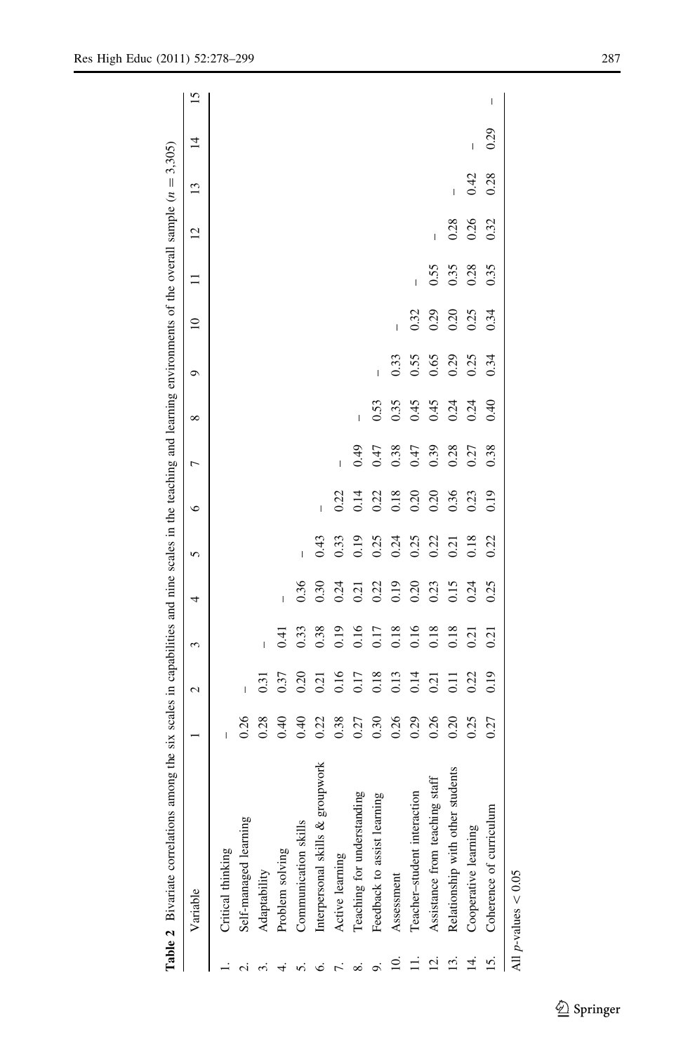**Table 2** Bivariate correlations among the six scales in capabilities and nine scales in the teaching and learning environments of the overall sample ($n = 3,305$)

| | Variable | 1 | 2 | 3 | 4 | 5 | 6 | 7 | 8 | 9 | 10 | 11 | 12 | 13 | 14 | 15 |
|---|---|---|---|---|---|---|---|---|---|---|---|---|---|---|---|---|
| 1. | Critical thinking | – | | | | | | | | | | | | | | |
| 2. | Self-managed learning | 0.26 | – | | | | | | | | | | | | | |
| 3. | Adaptability | 0.28 | 0.31 | – | | | | | | | | | | | | |
| 4. | Problem solving | 0.40 | 0.37 | 0.41 | – | | | | | | | | | | | |
| 5. | Communication skills | 0.40 | 0.20 | 0.33 | 0.36 | – | | | | | | | | | | |
| 6. | Interpersonal skills & groupwork | 0.22 | 0.21 | 0.38 | 0.30 | 0.43 | – | | | | | | | | | |
| 7. | Active learning | 0.38 | 0.16 | 0.19 | 0.24 | 0.33 | 0.22 | – | | | | | | | | |
| 8. | Teaching for understanding | 0.27 | 0.17 | 0.16 | 0.21 | 0.19 | 0.14 | 0.49 | – | | | | | | | |
| 9. | Feedback to assist learning | 0.30 | 0.18 | 0.17 | 0.22 | 0.25 | 0.22 | 0.47 | 0.53 | – | | | | | | |
| 10. | Assessment | 0.26 | 0.13 | 0.18 | 0.19 | 0.24 | 0.18 | 0.38 | 0.35 | 0.33 | – | | | | | |
| 11. | Teacher–student interaction | 0.29 | 0.14 | 0.16 | 0.20 | 0.25 | 0.20 | 0.47 | 0.45 | 0.55 | 0.32 | – | | | | |
| 12. | Assistance from teaching staff | 0.26 | 0.21 | 0.18 | 0.23 | 0.22 | 0.20 | 0.39 | 0.45 | 0.65 | 0.29 | 0.55 | – | | | |
| 13. | Relationship with other students | 0.20 | 0.11 | 0.18 | 0.15 | 0.21 | 0.36 | 0.28 | 0.24 | 0.29 | 0.20 | 0.35 | 0.28 | – | | |
| 14. | Cooperative learning | 0.25 | 0.22 | 0.21 | 0.24 | 0.18 | 0.23 | 0.27 | 0.24 | 0.25 | 0.25 | 0.28 | 0.26 | 0.42 | – | |
| 15. | Coherence of curriculum | 0.27 | 0.19 | 0.21 | 0.25 | 0.22 | 0.19 | 0.38 | 0.40 | 0.34 | 0.34 | 0.35 | 0.32 | 0.28 | 0.29 | – |

All $p$-values $< 0.05$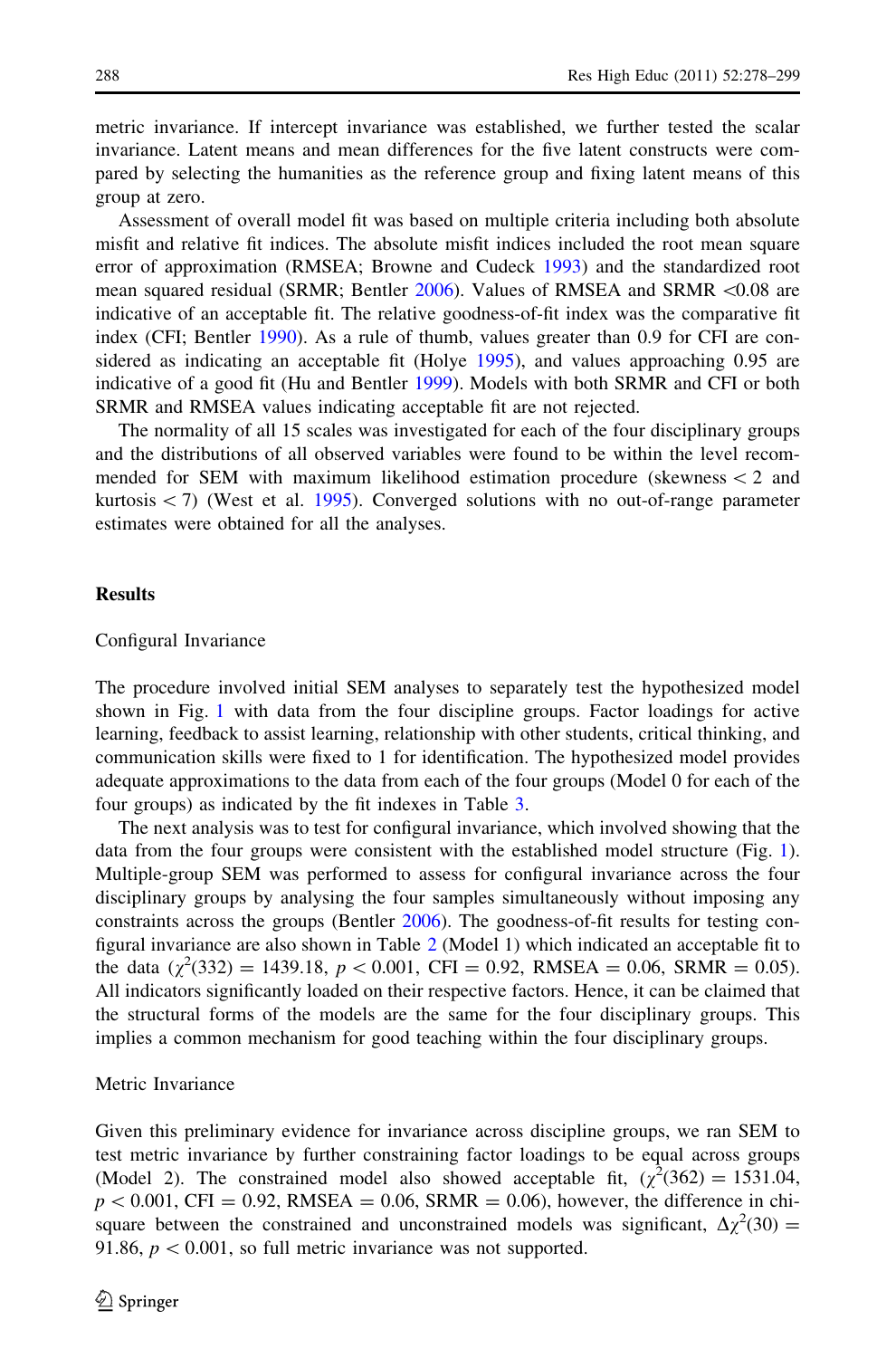metric invariance. If intercept invariance was established, we further tested the scalar invariance. Latent means and mean differences for the five latent constructs were compared by selecting the humanities as the reference group and fixing latent means of this group at zero.

Assessment of overall model fit was based on multiple criteria including both absolute misfit and relative fit indices. The absolute misfit indices included the root mean square error of approximation (RMSEA; Browne and Cudeck 1993) and the standardized root mean squared residual (SRMR; Bentler 2006). Values of RMSEA and SRMR <0.08 are indicative of an acceptable fit. The relative goodness-of-fit index was the comparative fit index (CFI; Bentler 1990). As a rule of thumb, values greater than 0.9 for CFI are considered as indicating an acceptable fit (Holye 1995), and values approaching 0.95 are indicative of a good fit (Hu and Bentler 1999). Models with both SRMR and CFI or both SRMR and RMSEA values indicating acceptable fit are not rejected.

The normality of all 15 scales was investigated for each of the four disciplinary groups and the distributions of all observed variables were found to be within the level recommended for SEM with maximum likelihood estimation procedure (skewness < 2 and kurtosis < 7) (West et al. 1995). Converged solutions with no out-of-range parameter estimates were obtained for all the analyses.

## Results

### Configural Invariance

The procedure involved initial SEM analyses to separately test the hypothesized model shown in Fig. 1 with data from the four discipline groups. Factor loadings for active learning, feedback to assist learning, relationship with other students, critical thinking, and communication skills were fixed to 1 for identification. The hypothesized model provides adequate approximations to the data from each of the four groups (Model 0 for each of the four groups) as indicated by the fit indexes in Table 3.

The next analysis was to test for configural invariance, which involved showing that the data from the four groups were consistent with the established model structure (Fig. 1). Multiple-group SEM was performed to assess for configural invariance across the four disciplinary groups by analysing the four samples simultaneously without imposing any constraints across the groups (Bentler 2006). The goodness-of-fit results for testing configural invariance are also shown in Table 2 (Model 1) which indicated an acceptable fit to the data ($\chi^2(332) = 1439.18$, $p < 0.001$, CFI = 0.92, RMSEA = 0.06, SRMR = 0.05). All indicators significantly loaded on their respective factors. Hence, it can be claimed that the structural forms of the models are the same for the four disciplinary groups. This implies a common mechanism for good teaching within the four disciplinary groups.

### Metric Invariance

Given this preliminary evidence for invariance across discipline groups, we ran SEM to test metric invariance by further constraining factor loadings to be equal across groups (Model 2). The constrained model also showed acceptable fit, ($\chi^2(362) = 1531.04$, $p < 0.001$, CFI = 0.92, RMSEA = 0.06, SRMR = 0.06), however, the difference in chi-square between the constrained and unconstrained models was significant, $\Delta\chi^2(30) = 91.86$, $p < 0.001$, so full metric invariance was not supported.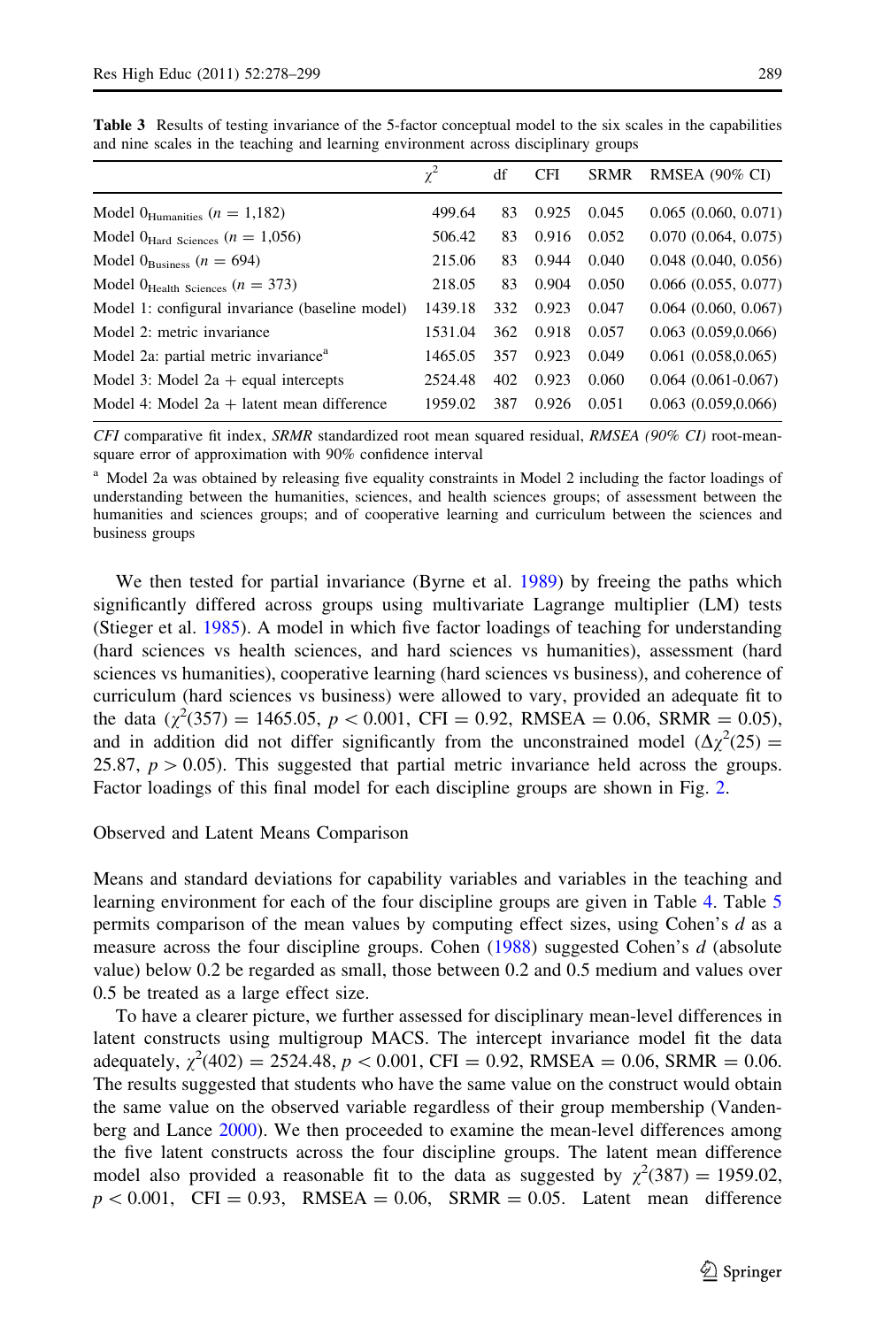**Table 3** Results of testing invariance of the 5-factor conceptual model to the six scales in the capabilities and nine scales in the teaching and learning environment across disciplinary groups

| | $\chi^2$ | df | CFI | SRMR | RMSEA (90% CI) |
|---|---|---|---|---|---|
| Model $0_{\text{Humanities}}$ ($n$ = 1,182) | 499.64 | 83 | 0.925 | 0.045 | 0.065 (0.060, 0.071) |
| Model $0_{\text{Hard Sciences}}$ ($n$ = 1,056) | 506.42 | 83 | 0.916 | 0.052 | 0.070 (0.064, 0.075) |
| Model $0_{\text{Business}}$ ($n$ = 694) | 215.06 | 83 | 0.944 | 0.040 | 0.048 (0.040, 0.056) |
| Model $0_{\text{Health Sciences}}$ ($n$ = 373) | 218.05 | 83 | 0.904 | 0.050 | 0.066 (0.055, 0.077) |
| Model 1: configural invariance (baseline model) | 1439.18 | 332 | 0.923 | 0.047 | 0.064 (0.060, 0.067) |
| Model 2: metric invariance | 1531.04 | 362 | 0.918 | 0.057 | 0.063 (0.059,0.066) |
| Model 2a: partial metric invariance[a] | 1465.05 | 357 | 0.923 | 0.049 | 0.061 (0.058,0.065) |
| Model 3: Model 2a + equal intercepts | 2524.48 | 402 | 0.923 | 0.060 | 0.064 (0.061-0.067) |
| Model 4: Model 2a + latent mean difference | 1959.02 | 387 | 0.926 | 0.051 | 0.063 (0.059,0.066) |

*CFI* comparative fit index, *SRMR* standardized root mean squared residual, *RMSEA (90% CI)* root-mean-square error of approximation with 90% confidence interval

[a] Model 2a was obtained by releasing five equality constraints in Model 2 including the factor loadings of understanding between the humanities, sciences, and health sciences groups; of assessment between the humanities and sciences groups; and of cooperative learning and curriculum between the sciences and business groups

We then tested for partial invariance (Byrne et al. 1989) by freeing the paths which significantly differed across groups using multivariate Lagrange multiplier (LM) tests (Stieger et al. 1985). A model in which five factor loadings of teaching for understanding (hard sciences vs health sciences, and hard sciences vs humanities), assessment (hard sciences vs humanities), cooperative learning (hard sciences vs business), and coherence of curriculum (hard sciences vs business) were allowed to vary, provided an adequate fit to the data ($\chi^2(357) = 1465.05$, $p < 0.001$, CFI = 0.92, RMSEA = 0.06, SRMR = 0.05), and in addition did not differ significantly from the unconstrained model ($\Delta\chi^2(25) = 25.87$, $p > 0.05$). This suggested that partial metric invariance held across the groups. Factor loadings of this final model for each discipline groups are shown in Fig. 2.

## Observed and Latent Means Comparison

Means and standard deviations for capability variables and variables in the teaching and learning environment for each of the four discipline groups are given in Table 4. Table 5 permits comparison of the mean values by computing effect sizes, using Cohen's $d$ as a measure across the four discipline groups. Cohen (1988) suggested Cohen's $d$ (absolute value) below 0.2 be regarded as small, those between 0.2 and 0.5 medium and values over 0.5 be treated as a large effect size.

To have a clearer picture, we further assessed for disciplinary mean-level differences in latent constructs using multigroup MACS. The intercept invariance model fit the data adequately, $\chi^2(402) = 2524.48$, $p < 0.001$, CFI = 0.92, RMSEA = 0.06, SRMR = 0.06. The results suggested that students who have the same value on the construct would obtain the same value on the observed variable regardless of their group membership (Vandenberg and Lance 2000). We then proceeded to examine the mean-level differences among the five latent constructs across the four discipline groups. The latent mean difference model also provided a reasonable fit to the data as suggested by $\chi^2(387) = 1959.02$, $p < 0.001$, CFI = 0.93, RMSEA = 0.06, SRMR = 0.05. Latent mean difference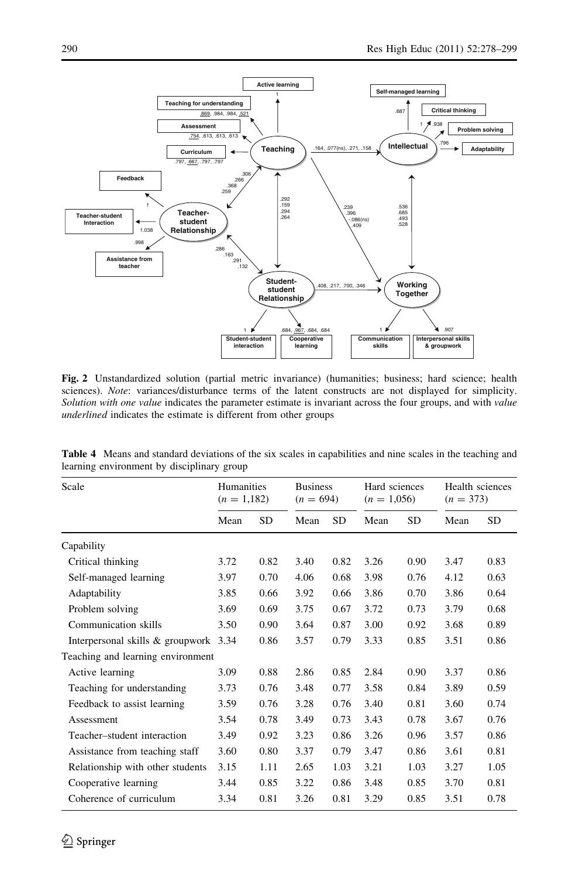**Fig. 2** Unstandardized solution (partial metric invariance) (humanities; business; hard science; health sciences). *Note*: variances/disturbance terms of the latent constructs are not displayed for simplicity. *Solution with one value* indicates the parameter estimate is invariant across the four groups, and with *value underlined* indicates the estimate is different from other groups

**Table 4** Means and standard deviations of the six scales in capabilities and nine scales in the teaching and learning environment by disciplinary group

| Scale | Humanities ($n = 1{,}182$) | | Business ($n = 694$) | | Hard sciences ($n = 1{,}056$) | | Health sciences ($n = 373$) | |
|---|---|---|---|---|---|---|---|---|
| | Mean | SD | Mean | SD | Mean | SD | Mean | SD |
| Capability | | | | | | | | |
| Critical thinking | 3.72 | 0.82 | 3.40 | 0.82 | 3.26 | 0.90 | 3.47 | 0.83 |
| Self-managed learning | 3.97 | 0.70 | 4.06 | 0.68 | 3.98 | 0.76 | 4.12 | 0.63 |
| Adaptability | 3.85 | 0.66 | 3.92 | 0.66 | 3.86 | 0.70 | 3.86 | 0.64 |
| Problem solving | 3.69 | 0.69 | 3.75 | 0.67 | 3.72 | 0.73 | 3.79 | 0.68 |
| Communication skills | 3.50 | 0.90 | 3.64 | 0.87 | 3.00 | 0.92 | 3.68 | 0.89 |
| Interpersonal skills & groupwork | 3.34 | 0.86 | 3.57 | 0.79 | 3.33 | 0.85 | 3.51 | 0.86 |
| Teaching and learning environment | | | | | | | | |
| Active learning | 3.09 | 0.88 | 2.86 | 0.85 | 2.84 | 0.90 | 3.37 | 0.86 |
| Teaching for understanding | 3.73 | 0.76 | 3.48 | 0.77 | 3.58 | 0.84 | 3.89 | 0.59 |
| Feedback to assist learning | 3.59 | 0.76 | 3.28 | 0.76 | 3.40 | 0.81 | 3.60 | 0.74 |
| Assessment | 3.54 | 0.78 | 3.49 | 0.73 | 3.43 | 0.78 | 3.67 | 0.76 |
| Teacher–student interaction | 3.49 | 0.92 | 3.23 | 0.86 | 3.26 | 0.96 | 3.57 | 0.86 |
| Assistance from teaching staff | 3.60 | 0.80 | 3.37 | 0.79 | 3.47 | 0.86 | 3.61 | 0.81 |
| Relationship with other students | 3.15 | 1.11 | 2.65 | 1.03 | 3.21 | 1.03 | 3.27 | 1.05 |
| Cooperative learning | 3.44 | 0.85 | 3.22 | 0.86 | 3.48 | 0.85 | 3.70 | 0.81 |
| Coherence of curriculum | 3.34 | 0.81 | 3.26 | 0.81 | 3.29 | 0.85 | 3.51 | 0.78 |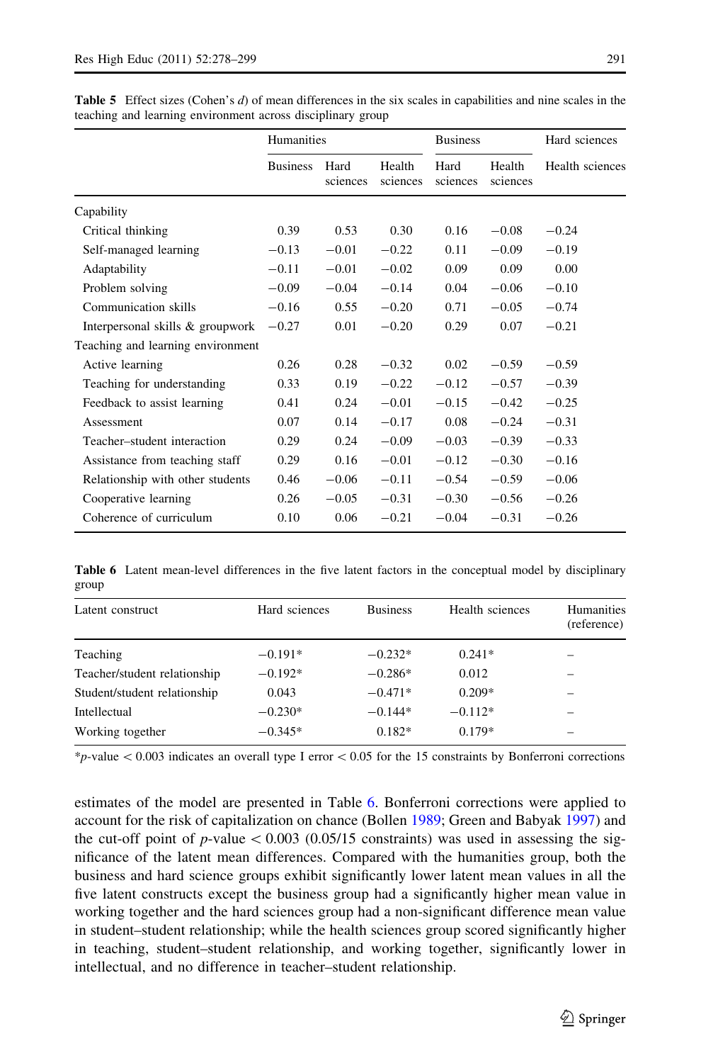**Table 5** Effect sizes (Cohen's *d*) of mean differences in the six scales in capabilities and nine scales in the teaching and learning environment across disciplinary group

| | Humanities | | | Business | | Hard sciences |
|---|---|---|---|---|---|---|
| | Business | Hard sciences | Health sciences | Hard sciences | Health sciences | Health sciences |
| Capability | | | | | | |
| Critical thinking | 0.39 | 0.53 | 0.30 | 0.16 | −0.08 | −0.24 |
| Self-managed learning | −0.13 | −0.01 | −0.22 | 0.11 | −0.09 | −0.19 |
| Adaptability | −0.11 | −0.01 | −0.02 | 0.09 | 0.09 | 0.00 |
| Problem solving | −0.09 | −0.04 | −0.14 | 0.04 | −0.06 | −0.10 |
| Communication skills | −0.16 | 0.55 | −0.20 | 0.71 | −0.05 | −0.74 |
| Interpersonal skills & groupwork | −0.27 | 0.01 | −0.20 | 0.29 | 0.07 | −0.21 |
| Teaching and learning environment | | | | | | |
| Active learning | 0.26 | 0.28 | −0.32 | 0.02 | −0.59 | −0.59 |
| Teaching for understanding | 0.33 | 0.19 | −0.22 | −0.12 | −0.57 | −0.39 |
| Feedback to assist learning | 0.41 | 0.24 | −0.01 | −0.15 | −0.42 | −0.25 |
| Assessment | 0.07 | 0.14 | −0.17 | 0.08 | −0.24 | −0.31 |
| Teacher–student interaction | 0.29 | 0.24 | −0.09 | −0.03 | −0.39 | −0.33 |
| Assistance from teaching staff | 0.29 | 0.16 | −0.01 | −0.12 | −0.30 | −0.16 |
| Relationship with other students | 0.46 | −0.06 | −0.11 | −0.54 | −0.59 | −0.06 |
| Cooperative learning | 0.26 | −0.05 | −0.31 | −0.30 | −0.56 | −0.26 |
| Coherence of curriculum | 0.10 | 0.06 | −0.21 | −0.04 | −0.31 | −0.26 |

**Table 6** Latent mean-level differences in the five latent factors in the conceptual model by disciplinary group

| Latent construct | Hard sciences | Business | Health sciences | Humanities (reference) |
|---|---|---|---|---|
| Teaching | −0.191* | −0.232* | 0.241* | – |
| Teacher/student relationship | −0.192* | −0.286* | 0.012 | – |
| Student/student relationship | 0.043 | −0.471* | 0.209* | – |
| Intellectual | −0.230* | −0.144* | −0.112* | – |
| Working together | −0.345* | 0.182* | 0.179* | – |

\*$p$-value $< 0.003$ indicates an overall type I error $< 0.05$ for the 15 constraints by Bonferroni corrections

estimates of the model are presented in Table 6. Bonferroni corrections were applied to account for the risk of capitalization on chance (Bollen 1989; Green and Babyak 1997) and the cut-off point of $p$-value $< 0.003$ (0.05/15 constraints) was used in assessing the significance of the latent mean differences. Compared with the humanities group, both the business and hard science groups exhibit significantly lower latent mean values in all the five latent constructs except the business group had a significantly higher mean value in working together and the hard sciences group had a non-significant difference mean value in student–student relationship; while the health sciences group scored significantly higher in teaching, student–student relationship, and working together, significantly lower in intellectual, and no difference in teacher–student relationship.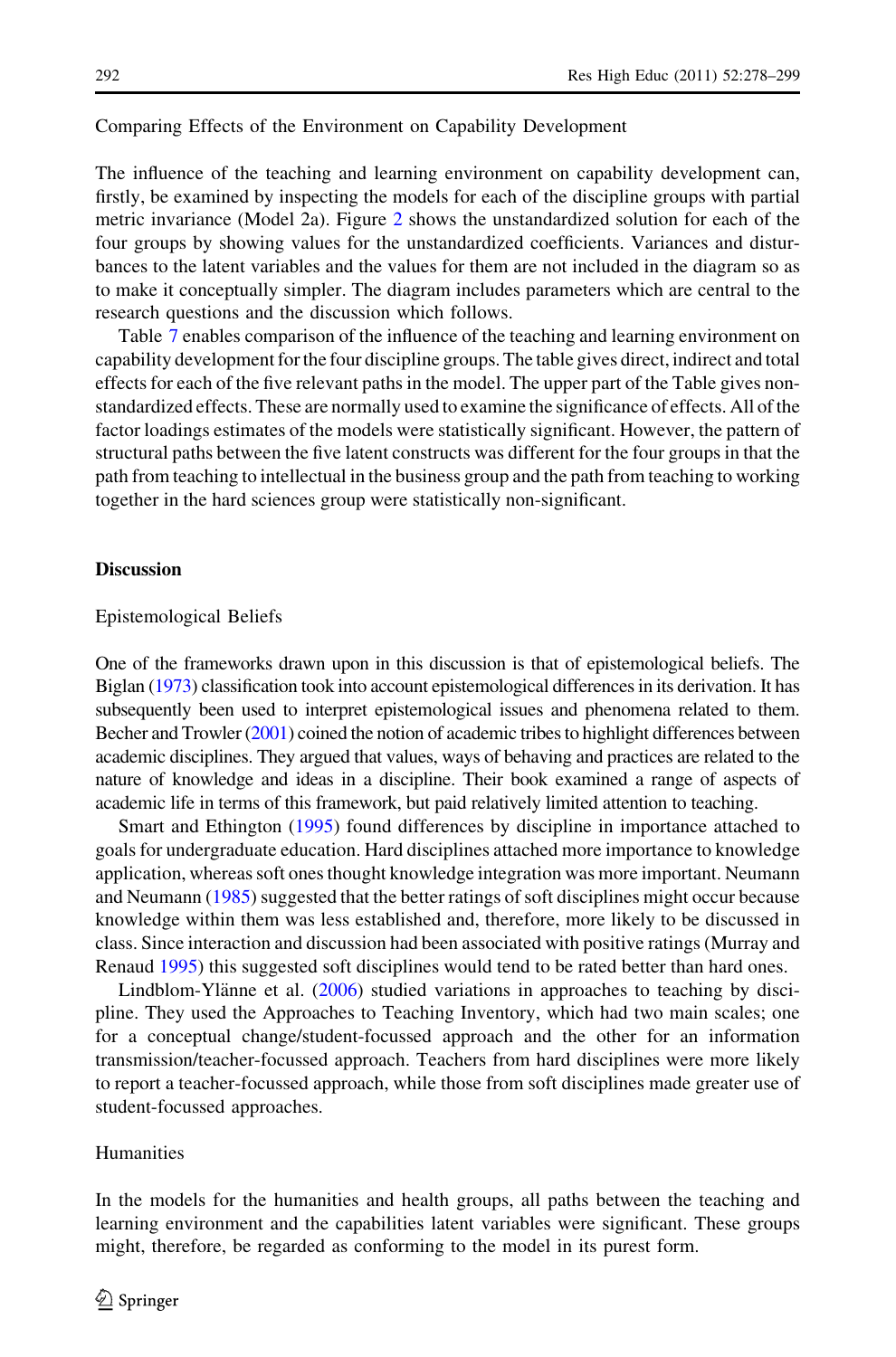### Comparing Effects of the Environment on Capability Development

The influence of the teaching and learning environment on capability development can, firstly, be examined by inspecting the models for each of the discipline groups with partial metric invariance (Model 2a). Figure 2 shows the unstandardized solution for each of the four groups by showing values for the unstandardized coefficients. Variances and disturbances to the latent variables and the values for them are not included in the diagram so as to make it conceptually simpler. The diagram includes parameters which are central to the research questions and the discussion which follows.

Table 7 enables comparison of the influence of the teaching and learning environment on capability development for the four discipline groups. The table gives direct, indirect and total effects for each of the five relevant paths in the model. The upper part of the Table gives non-standardized effects. These are normally used to examine the significance of effects. All of the factor loadings estimates of the models were statistically significant. However, the pattern of structural paths between the five latent constructs was different for the four groups in that the path from teaching to intellectual in the business group and the path from teaching to working together in the hard sciences group were statistically non-significant.

## Discussion

### Epistemological Beliefs

One of the frameworks drawn upon in this discussion is that of epistemological beliefs. The Biglan (1973) classification took into account epistemological differences in its derivation. It has subsequently been used to interpret epistemological issues and phenomena related to them. Becher and Trowler (2001) coined the notion of academic tribes to highlight differences between academic disciplines. They argued that values, ways of behaving and practices are related to the nature of knowledge and ideas in a discipline. Their book examined a range of aspects of academic life in terms of this framework, but paid relatively limited attention to teaching.

Smart and Ethington (1995) found differences by discipline in importance attached to goals for undergraduate education. Hard disciplines attached more importance to knowledge application, whereas soft ones thought knowledge integration was more important. Neumann and Neumann (1985) suggested that the better ratings of soft disciplines might occur because knowledge within them was less established and, therefore, more likely to be discussed in class. Since interaction and discussion had been associated with positive ratings (Murray and Renaud 1995) this suggested soft disciplines would tend to be rated better than hard ones.

Lindblom-Ylänne et al. (2006) studied variations in approaches to teaching by discipline. They used the Approaches to Teaching Inventory, which had two main scales; one for a conceptual change/student-focussed approach and the other for an information transmission/teacher-focussed approach. Teachers from hard disciplines were more likely to report a teacher-focussed approach, while those from soft disciplines made greater use of student-focussed approaches.

### Humanities

In the models for the humanities and health groups, all paths between the teaching and learning environment and the capabilities latent variables were significant. These groups might, therefore, be regarded as conforming to the model in its purest form.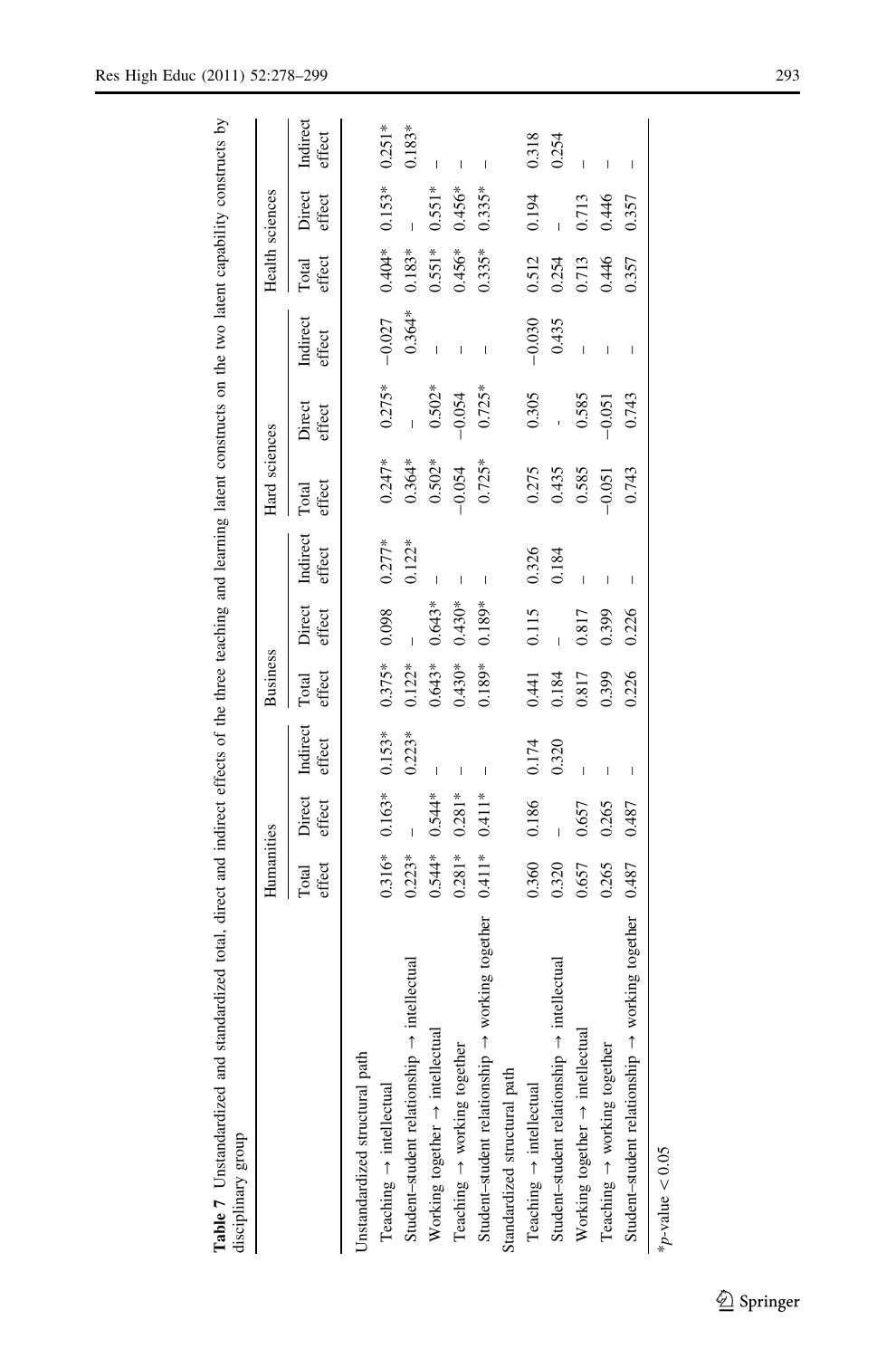**Table 7** Unstandardized and standardized total, direct and indirect effects of the three teaching and learning latent constructs on the two latent capability constructs by disciplinary group

| | Humanities | | | Business | | | Hard sciences | | | Health sciences | | |
|---|---|---|---|---|---|---|---|---|---|---|---|---|
| | Total effect | Direct effect | Indirect effect | Total effect | Direct effect | Indirect effect | Total effect | Direct effect | Indirect effect | Total effect | Direct effect | Indirect effect |
| Unstandardized structural path | | | | | | | | | | | | |
| Teaching → intellectual | 0.316* | 0.163* | 0.153* | 0.375* | 0.098 | 0.277* | 0.247* | 0.275* | −0.027 | 0.404* | 0.153* | 0.251* |
| Student–student relationship → intellectual | 0.223* | – | 0.223* | 0.122* | – | 0.122* | 0.364* | – | 0.364* | 0.183* | – | 0.183* |
| Working together → intellectual | 0.544* | 0.544* | – | 0.643* | 0.643* | – | 0.502* | 0.502* | – | 0.551* | 0.551* | – |
| Teaching → working together | 0.281* | 0.281* | – | 0.430* | 0.430* | – | −0.054 | −0.054 | – | 0.456* | 0.456* | – |
| Student–student relationship → working together | 0.411* | 0.411* | – | 0.189* | 0.189* | – | 0.725* | 0.725* | – | 0.335* | 0.335* | – |
| Standardized structural path | | | | | | | | | | | | |
| Teaching → intellectual | 0.360 | 0.186 | 0.174 | 0.441 | 0.115 | 0.326 | 0.275 | 0.305 | −0.030 | 0.512 | 0.194 | 0.318 |
| Student–student relationship → intellectual | 0.320 | – | 0.320 | 0.184 | – | 0.184 | 0.435 | - | 0.435 | 0.254 | – | 0.254 |
| Working together → intellectual | 0.657 | 0.657 | – | 0.817 | 0.817 | – | 0.585 | 0.585 | – | 0.713 | 0.713 | – |
| Teaching → working together | 0.265 | 0.265 | – | 0.399 | 0.399 | – | −0.051 | −0.051 | – | 0.446 | 0.446 | – |
| Student–student relationship → working together | 0.487 | 0.487 | – | 0.226 | 0.226 | – | 0.743 | 0.743 | – | 0.357 | 0.357 | – |

\* $p$-value $< 0.05$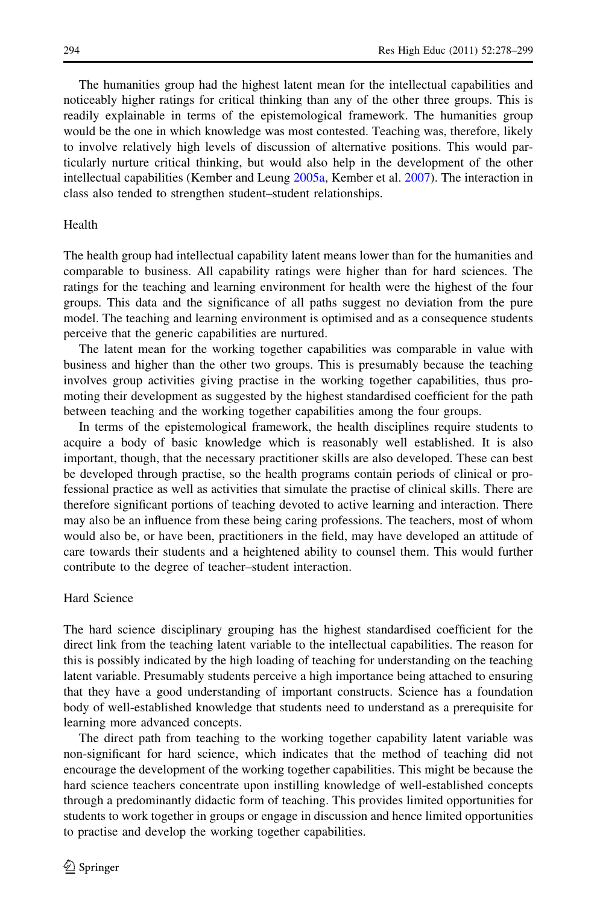The humanities group had the highest latent mean for the intellectual capabilities and noticeably higher ratings for critical thinking than any of the other three groups. This is readily explainable in terms of the epistemological framework. The humanities group would be the one in which knowledge was most contested. Teaching was, therefore, likely to involve relatively high levels of discussion of alternative positions. This would particularly nurture critical thinking, but would also help in the development of the other intellectual capabilities (Kember and Leung 2005a, Kember et al. 2007). The interaction in class also tended to strengthen student–student relationships.

### Health

The health group had intellectual capability latent means lower than for the humanities and comparable to business. All capability ratings were higher than for hard sciences. The ratings for the teaching and learning environment for health were the highest of the four groups. This data and the significance of all paths suggest no deviation from the pure model. The teaching and learning environment is optimised and as a consequence students perceive that the generic capabilities are nurtured.

The latent mean for the working together capabilities was comparable in value with business and higher than the other two groups. This is presumably because the teaching involves group activities giving practise in the working together capabilities, thus promoting their development as suggested by the highest standardised coefficient for the path between teaching and the working together capabilities among the four groups.

In terms of the epistemological framework, the health disciplines require students to acquire a body of basic knowledge which is reasonably well established. It is also important, though, that the necessary practitioner skills are also developed. These can best be developed through practise, so the health programs contain periods of clinical or professional practice as well as activities that simulate the practise of clinical skills. There are therefore significant portions of teaching devoted to active learning and interaction. There may also be an influence from these being caring professions. The teachers, most of whom would also be, or have been, practitioners in the field, may have developed an attitude of care towards their students and a heightened ability to counsel them. This would further contribute to the degree of teacher–student interaction.

### Hard Science

The hard science disciplinary grouping has the highest standardised coefficient for the direct link from the teaching latent variable to the intellectual capabilities. The reason for this is possibly indicated by the high loading of teaching for understanding on the teaching latent variable. Presumably students perceive a high importance being attached to ensuring that they have a good understanding of important constructs. Science has a foundation body of well-established knowledge that students need to understand as a prerequisite for learning more advanced concepts.

The direct path from teaching to the working together capability latent variable was non-significant for hard science, which indicates that the method of teaching did not encourage the development of the working together capabilities. This might be because the hard science teachers concentrate upon instilling knowledge of well-established concepts through a predominantly didactic form of teaching. This provides limited opportunities for students to work together in groups or engage in discussion and hence limited opportunities to practise and develop the working together capabilities.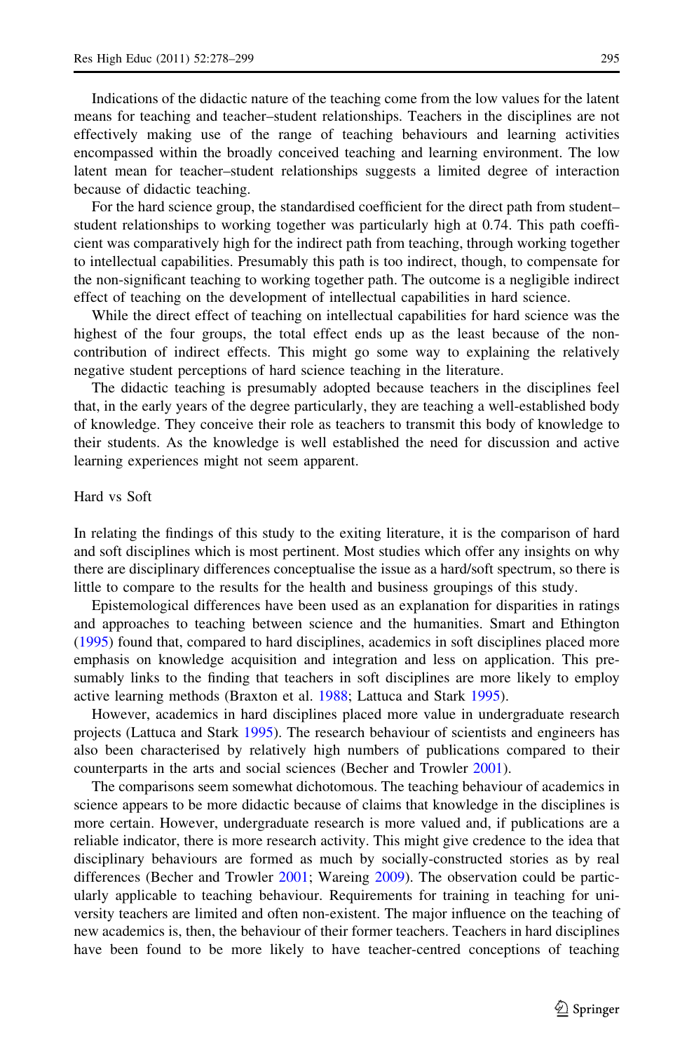Indications of the didactic nature of the teaching come from the low values for the latent means for teaching and teacher–student relationships. Teachers in the disciplines are not effectively making use of the range of teaching behaviours and learning activities encompassed within the broadly conceived teaching and learning environment. The low latent mean for teacher–student relationships suggests a limited degree of interaction because of didactic teaching.

For the hard science group, the standardised coefficient for the direct path from student–student relationships to working together was particularly high at 0.74. This path coefficient was comparatively high for the indirect path from teaching, through working together to intellectual capabilities. Presumably this path is too indirect, though, to compensate for the non-significant teaching to working together path. The outcome is a negligible indirect effect of teaching on the development of intellectual capabilities in hard science.

While the direct effect of teaching on intellectual capabilities for hard science was the highest of the four groups, the total effect ends up as the least because of the non-contribution of indirect effects. This might go some way to explaining the relatively negative student perceptions of hard science teaching in the literature.

The didactic teaching is presumably adopted because teachers in the disciplines feel that, in the early years of the degree particularly, they are teaching a well-established body of knowledge. They conceive their role as teachers to transmit this body of knowledge to their students. As the knowledge is well established the need for discussion and active learning experiences might not seem apparent.

Hard vs Soft

In relating the findings of this study to the exiting literature, it is the comparison of hard and soft disciplines which is most pertinent. Most studies which offer any insights on why there are disciplinary differences conceptualise the issue as a hard/soft spectrum, so there is little to compare to the results for the health and business groupings of this study.

Epistemological differences have been used as an explanation for disparities in ratings and approaches to teaching between science and the humanities. Smart and Ethington (1995) found that, compared to hard disciplines, academics in soft disciplines placed more emphasis on knowledge acquisition and integration and less on application. This presumably links to the finding that teachers in soft disciplines are more likely to employ active learning methods (Braxton et al. 1988; Lattuca and Stark 1995).

However, academics in hard disciplines placed more value in undergraduate research projects (Lattuca and Stark 1995). The research behaviour of scientists and engineers has also been characterised by relatively high numbers of publications compared to their counterparts in the arts and social sciences (Becher and Trowler 2001).

The comparisons seem somewhat dichotomous. The teaching behaviour of academics in science appears to be more didactic because of claims that knowledge in the disciplines is more certain. However, undergraduate research is more valued and, if publications are a reliable indicator, there is more research activity. This might give credence to the idea that disciplinary behaviours are formed as much by socially-constructed stories as by real differences (Becher and Trowler 2001; Wareing 2009). The observation could be particularly applicable to teaching behaviour. Requirements for training in teaching for university teachers are limited and often non-existent. The major influence on the teaching of new academics is, then, the behaviour of their former teachers. Teachers in hard disciplines have been found to be more likely to have teacher-centred conceptions of teaching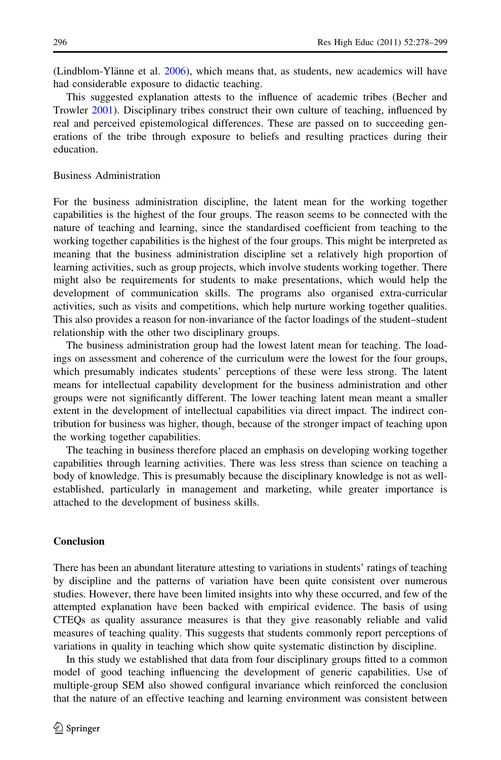(Lindblom-Ylänne et al. 2006), which means that, as students, new academics will have had considerable exposure to didactic teaching.

This suggested explanation attests to the influence of academic tribes (Becher and Trowler 2001). Disciplinary tribes construct their own culture of teaching, influenced by real and perceived epistemological differences. These are passed on to succeeding generations of the tribe through exposure to beliefs and resulting practices during their education.

### Business Administration

For the business administration discipline, the latent mean for the working together capabilities is the highest of the four groups. The reason seems to be connected with the nature of teaching and learning, since the standardised coefficient from teaching to the working together capabilities is the highest of the four groups. This might be interpreted as meaning that the business administration discipline set a relatively high proportion of learning activities, such as group projects, which involve students working together. There might also be requirements for students to make presentations, which would help the development of communication skills. The programs also organised extra-curricular activities, such as visits and competitions, which help nurture working together qualities. This also provides a reason for non-invariance of the factor loadings of the student–student relationship with the other two disciplinary groups.

The business administration group had the lowest latent mean for teaching. The loadings on assessment and coherence of the curriculum were the lowest for the four groups, which presumably indicates students' perceptions of these were less strong. The latent means for intellectual capability development for the business administration and other groups were not significantly different. The lower teaching latent mean meant a smaller extent in the development of intellectual capabilities via direct impact. The indirect contribution for business was higher, though, because of the stronger impact of teaching upon the working together capabilities.

The teaching in business therefore placed an emphasis on developing working together capabilities through learning activities. There was less stress than science on teaching a body of knowledge. This is presumably because the disciplinary knowledge is not as well-established, particularly in management and marketing, while greater importance is attached to the development of business skills.

## Conclusion

There has been an abundant literature attesting to variations in students' ratings of teaching by discipline and the patterns of variation have been quite consistent over numerous studies. However, there have been limited insights into why these occurred, and few of the attempted explanation have been backed with empirical evidence. The basis of using CTEQs as quality assurance measures is that they give reasonably reliable and valid measures of teaching quality. This suggests that students commonly report perceptions of variations in quality in teaching which show quite systematic distinction by discipline.

In this study we established that data from four disciplinary groups fitted to a common model of good teaching influencing the development of generic capabilities. Use of multiple-group SEM also showed configural invariance which reinforced the conclusion that the nature of an effective teaching and learning environment was consistent between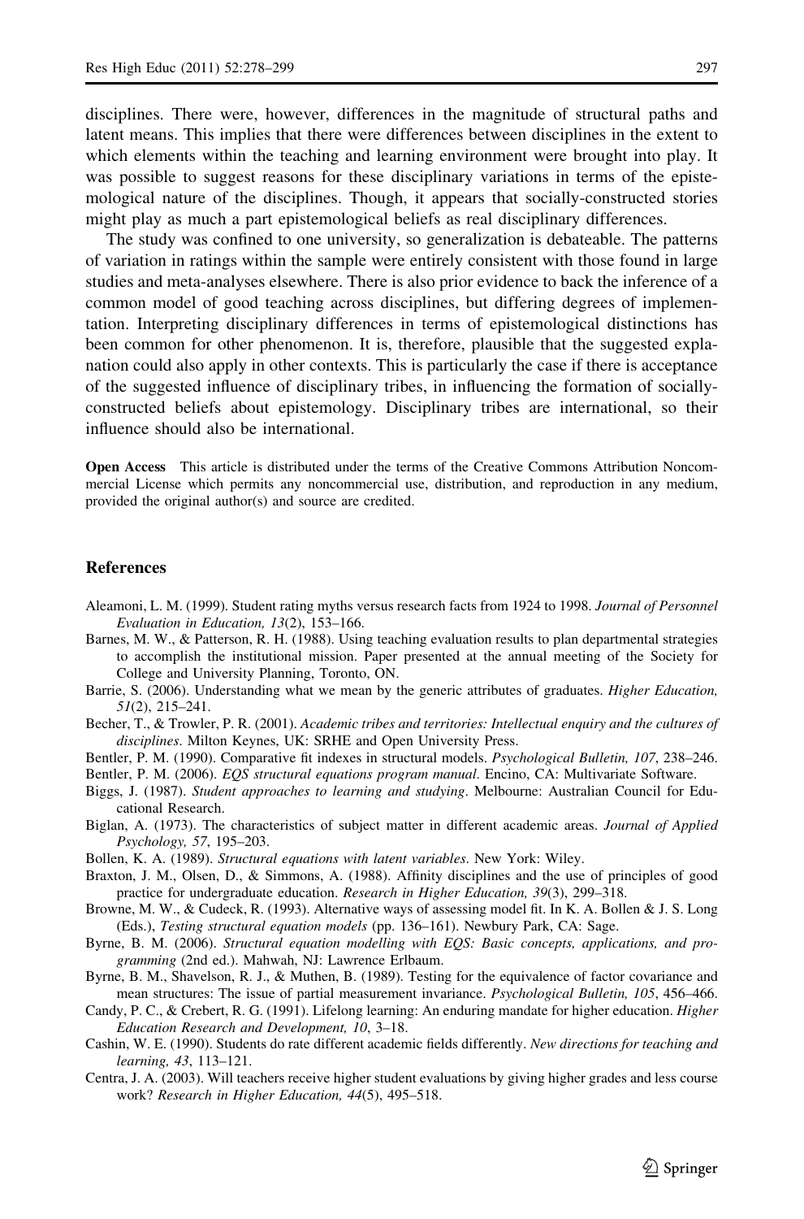disciplines. There were, however, differences in the magnitude of structural paths and latent means. This implies that there were differences between disciplines in the extent to which elements within the teaching and learning environment were brought into play. It was possible to suggest reasons for these disciplinary variations in terms of the epistemological nature of the disciplines. Though, it appears that socially-constructed stories might play as much a part epistemological beliefs as real disciplinary differences.

The study was confined to one university, so generalization is debateable. The patterns of variation in ratings within the sample were entirely consistent with those found in large studies and meta-analyses elsewhere. There is also prior evidence to back the inference of a common model of good teaching across disciplines, but differing degrees of implementation. Interpreting disciplinary differences in terms of epistemological distinctions has been common for other phenomenon. It is, therefore, plausible that the suggested explanation could also apply in other contexts. This is particularly the case if there is acceptance of the suggested influence of disciplinary tribes, in influencing the formation of socially-constructed beliefs about epistemology. Disciplinary tribes are international, so their influence should also be international.

**Open Access** This article is distributed under the terms of the Creative Commons Attribution Noncommercial License which permits any noncommercial use, distribution, and reproduction in any medium, provided the original author(s) and source are credited.

## References

Aleamoni, L. M. (1999). Student rating myths versus research facts from 1924 to 1998. *Journal of Personnel Evaluation in Education, 13*(2), 153–166.

Barnes, M. W., & Patterson, R. H. (1988). Using teaching evaluation results to plan departmental strategies to accomplish the institutional mission. Paper presented at the annual meeting of the Society for College and University Planning, Toronto, ON.

Barrie, S. (2006). Understanding what we mean by the generic attributes of graduates. *Higher Education, 51*(2), 215–241.

Becher, T., & Trowler, P. R. (2001). *Academic tribes and territories: Intellectual enquiry and the cultures of disciplines*. Milton Keynes, UK: SRHE and Open University Press.

Bentler, P. M. (1990). Comparative fit indexes in structural models. *Psychological Bulletin, 107*, 238–246.

Bentler, P. M. (2006). *EQS structural equations program manual*. Encino, CA: Multivariate Software.

Biggs, J. (1987). *Student approaches to learning and studying*. Melbourne: Australian Council for Educational Research.

Biglan, A. (1973). The characteristics of subject matter in different academic areas. *Journal of Applied Psychology, 57*, 195–203.

Bollen, K. A. (1989). *Structural equations with latent variables*. New York: Wiley.

Braxton, J. M., Olsen, D., & Simmons, A. (1988). Affinity disciplines and the use of principles of good practice for undergraduate education. *Research in Higher Education, 39*(3), 299–318.

Browne, M. W., & Cudeck, R. (1993). Alternative ways of assessing model fit. In K. A. Bollen & J. S. Long (Eds.), *Testing structural equation models* (pp. 136–161). Newbury Park, CA: Sage.

Byrne, B. M. (2006). *Structural equation modelling with EQS: Basic concepts, applications, and programming* (2nd ed.). Mahwah, NJ: Lawrence Erlbaum.

Byrne, B. M., Shavelson, R. J., & Muthen, B. (1989). Testing for the equivalence of factor covariance and mean structures: The issue of partial measurement invariance. *Psychological Bulletin, 105*, 456–466.

Candy, P. C., & Crebert, R. G. (1991). Lifelong learning: An enduring mandate for higher education. *Higher Education Research and Development, 10*, 3–18.

Cashin, W. E. (1990). Students do rate different academic fields differently. *New directions for teaching and learning, 43*, 113–121.

Centra, J. A. (2003). Will teachers receive higher student evaluations by giving higher grades and less course work? *Research in Higher Education, 44*(5), 495–518.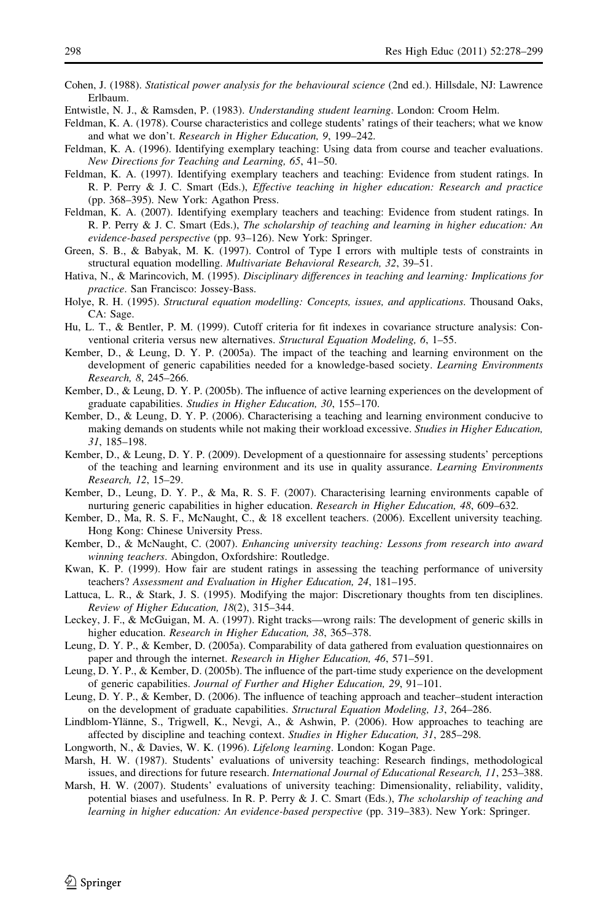Cohen, J. (1988). *Statistical power analysis for the behavioural science* (2nd ed.). Hillsdale, NJ: Lawrence Erlbaum.

Entwistle, N. J., & Ramsden, P. (1983). *Understanding student learning*. London: Croom Helm.

Feldman, K. A. (1978). Course characteristics and college students' ratings of their teachers; what we know and what we don't. *Research in Higher Education, 9*, 199–242.

Feldman, K. A. (1996). Identifying exemplary teaching: Using data from course and teacher evaluations. *New Directions for Teaching and Learning, 65*, 41–50.

Feldman, K. A. (1997). Identifying exemplary teachers and teaching: Evidence from student ratings. In R. P. Perry & J. C. Smart (Eds.), *Effective teaching in higher education: Research and practice* (pp. 368–395). New York: Agathon Press.

Feldman, K. A. (2007). Identifying exemplary teachers and teaching: Evidence from student ratings. In R. P. Perry & J. C. Smart (Eds.), *The scholarship of teaching and learning in higher education: An evidence-based perspective* (pp. 93–126). New York: Springer.

Green, S. B., & Babyak, M. K. (1997). Control of Type I errors with multiple tests of constraints in structural equation modelling. *Multivariate Behavioral Research, 32*, 39–51.

Hativa, N., & Marincovich, M. (1995). *Disciplinary differences in teaching and learning: Implications for practice*. San Francisco: Jossey-Bass.

Holye, R. H. (1995). *Structural equation modelling: Concepts, issues, and applications*. Thousand Oaks, CA: Sage.

Hu, L. T., & Bentler, P. M. (1999). Cutoff criteria for fit indexes in covariance structure analysis: Conventional criteria versus new alternatives. *Structural Equation Modeling, 6*, 1–55.

Kember, D., & Leung, D. Y. P. (2005a). The impact of the teaching and learning environment on the development of generic capabilities needed for a knowledge-based society. *Learning Environments Research, 8*, 245–266.

Kember, D., & Leung, D. Y. P. (2005b). The influence of active learning experiences on the development of graduate capabilities. *Studies in Higher Education, 30*, 155–170.

Kember, D., & Leung, D. Y. P. (2006). Characterising a teaching and learning environment conducive to making demands on students while not making their workload excessive. *Studies in Higher Education, 31*, 185–198.

Kember, D., & Leung, D. Y. P. (2009). Development of a questionnaire for assessing students' perceptions of the teaching and learning environment and its use in quality assurance. *Learning Environments Research, 12*, 15–29.

Kember, D., Leung, D. Y. P., & Ma, R. S. F. (2007). Characterising learning environments capable of nurturing generic capabilities in higher education. *Research in Higher Education, 48*, 609–632.

Kember, D., Ma, R. S. F., McNaught, C., & 18 excellent teachers. (2006). Excellent university teaching. Hong Kong: Chinese University Press.

Kember, D., & McNaught, C. (2007). *Enhancing university teaching: Lessons from research into award winning teachers*. Abingdon, Oxfordshire: Routledge.

Kwan, K. P. (1999). How fair are student ratings in assessing the teaching performance of university teachers? *Assessment and Evaluation in Higher Education, 24*, 181–195.

Lattuca, L. R., & Stark, J. S. (1995). Modifying the major: Discretionary thoughts from ten disciplines. *Review of Higher Education, 18*(2), 315–344.

Leckey, J. F., & McGuigan, M. A. (1997). Right tracks—wrong rails: The development of generic skills in higher education. *Research in Higher Education, 38*, 365–378.

Leung, D. Y. P., & Kember, D. (2005a). Comparability of data gathered from evaluation questionnaires on paper and through the internet. *Research in Higher Education, 46*, 571–591.

Leung, D. Y. P., & Kember, D. (2005b). The influence of the part-time study experience on the development of generic capabilities. *Journal of Further and Higher Education, 29*, 91–101.

Leung, D. Y. P., & Kember, D. (2006). The influence of teaching approach and teacher–student interaction on the development of graduate capabilities. *Structural Equation Modeling, 13*, 264–286.

Lindblom-Ylänne, S., Trigwell, K., Nevgi, A., & Ashwin, P. (2006). How approaches to teaching are affected by discipline and teaching context. *Studies in Higher Education, 31*, 285–298.

Longworth, N., & Davies, W. K. (1996). *Lifelong learning*. London: Kogan Page.

Marsh, H. W. (1987). Students' evaluations of university teaching: Research findings, methodological issues, and directions for future research. *International Journal of Educational Research, 11*, 253–388.

Marsh, H. W. (2007). Students' evaluations of university teaching: Dimensionality, reliability, validity, potential biases and usefulness. In R. P. Perry & J. C. Smart (Eds.), *The scholarship of teaching and learning in higher education: An evidence-based perspective* (pp. 319–383). New York: Springer.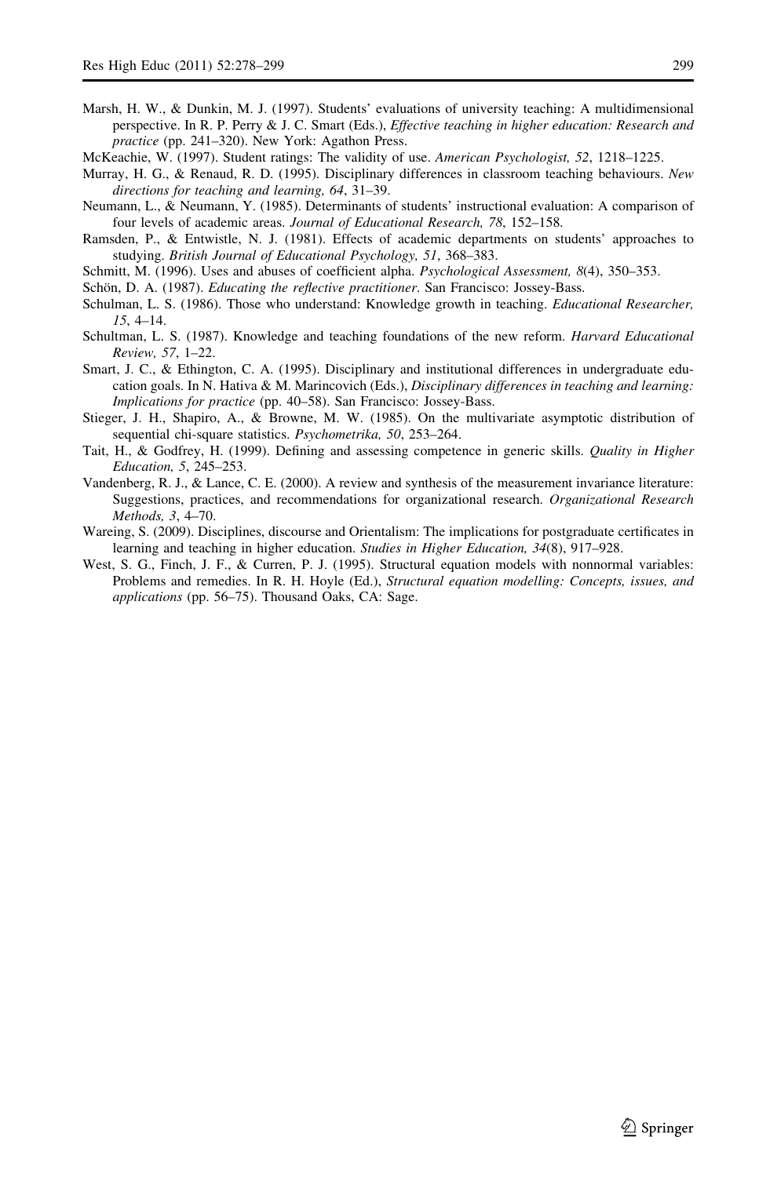Marsh, H. W., & Dunkin, M. J. (1997). Students' evaluations of university teaching: A multidimensional perspective. In R. P. Perry & J. C. Smart (Eds.), *Effective teaching in higher education: Research and practice* (pp. 241–320). New York: Agathon Press.

McKeachie, W. (1997). Student ratings: The validity of use. *American Psychologist, 52*, 1218–1225.

Murray, H. G., & Renaud, R. D. (1995). Disciplinary differences in classroom teaching behaviours. *New directions for teaching and learning, 64*, 31–39.

Neumann, L., & Neumann, Y. (1985). Determinants of students' instructional evaluation: A comparison of four levels of academic areas. *Journal of Educational Research, 78*, 152–158.

Ramsden, P., & Entwistle, N. J. (1981). Effects of academic departments on students' approaches to studying. *British Journal of Educational Psychology, 51*, 368–383.

Schmitt, M. (1996). Uses and abuses of coefficient alpha. *Psychological Assessment, 8*(4), 350–353.

Schön, D. A. (1987). *Educating the reflective practitioner*. San Francisco: Jossey-Bass.

Schulman, L. S. (1986). Those who understand: Knowledge growth in teaching. *Educational Researcher, 15*, 4–14.

Schultman, L. S. (1987). Knowledge and teaching foundations of the new reform. *Harvard Educational Review, 57*, 1–22.

Smart, J. C., & Ethington, C. A. (1995). Disciplinary and institutional differences in undergraduate education goals. In N. Hativa & M. Marincovich (Eds.), *Disciplinary differences in teaching and learning: Implications for practice* (pp. 40–58). San Francisco: Jossey-Bass.

Stieger, J. H., Shapiro, A., & Browne, M. W. (1985). On the multivariate asymptotic distribution of sequential chi-square statistics. *Psychometrika, 50*, 253–264.

Tait, H., & Godfrey, H. (1999). Defining and assessing competence in generic skills. *Quality in Higher Education, 5*, 245–253.

Vandenberg, R. J., & Lance, C. E. (2000). A review and synthesis of the measurement invariance literature: Suggestions, practices, and recommendations for organizational research. *Organizational Research Methods, 3*, 4–70.

Wareing, S. (2009). Disciplines, discourse and Orientalism: The implications for postgraduate certificates in learning and teaching in higher education. *Studies in Higher Education, 34*(8), 917–928.

West, S. G., Finch, J. F., & Curren, P. J. (1995). Structural equation models with nonnormal variables: Problems and remedies. In R. H. Hoyle (Ed.), *Structural equation modelling: Concepts, issues, and applications* (pp. 56–75). Thousand Oaks, CA: Sage.